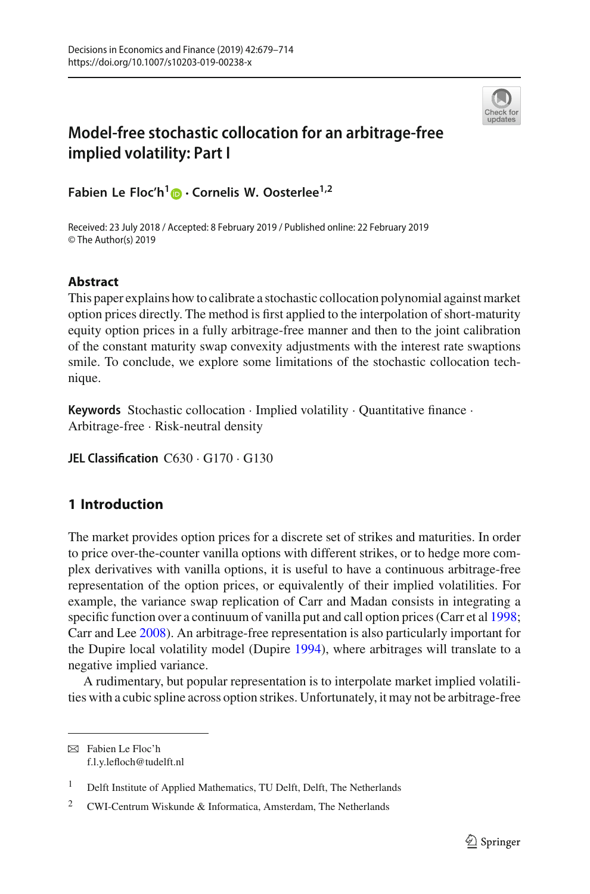# Model-free stochastic collocation for an arbitrage-free implied volatility: Part I

**Fabien Le Floc'h[1] · Cornelis W. Oosterlee[1,2]**

Received: 23 July 2018 / Accepted: 8 February 2019 / Published online: 22 February 2019
© The Author(s) 2019

## Abstract

This paper explains how to calibrate a stochastic collocation polynomial against market option prices directly. The method is first applied to the interpolation of short-maturity equity option prices in a fully arbitrage-free manner and then to the joint calibration of the constant maturity swap convexity adjustments with the interest rate swaptions smile. To conclude, we explore some limitations of the stochastic collocation technique.

**Keywords** Stochastic collocation · Implied volatility · Quantitative finance · Arbitrage-free · Risk-neutral density

**JEL Classification** C630 · G170 · G130

## 1 Introduction

The market provides option prices for a discrete set of strikes and maturities. In order to price over-the-counter vanilla options with different strikes, or to hedge more complex derivatives with vanilla options, it is useful to have a continuous arbitrage-free representation of the option prices, or equivalently of their implied volatilities. For example, the variance swap replication of Carr and Madan consists in integrating a specific function over a continuum of vanilla put and call option prices (Carr et al 1998; Carr and Lee 2008). An arbitrage-free representation is also particularly important for the Dupire local volatility model (Dupire 1994), where arbitrages will translate to a negative implied variance.

A rudimentary, but popular representation is to interpolate market implied volatilities with a cubic spline across option strikes. Unfortunately, it may not be arbitrage-free

---

✉ Fabien Le Floc'h
f.l.y.lefloch@tudelft.nl

[1] Delft Institute of Applied Mathematics, TU Delft, Delft, The Netherlands

[2] CWI-Centrum Wiskunde & Informatica, Amsterdam, The Netherlands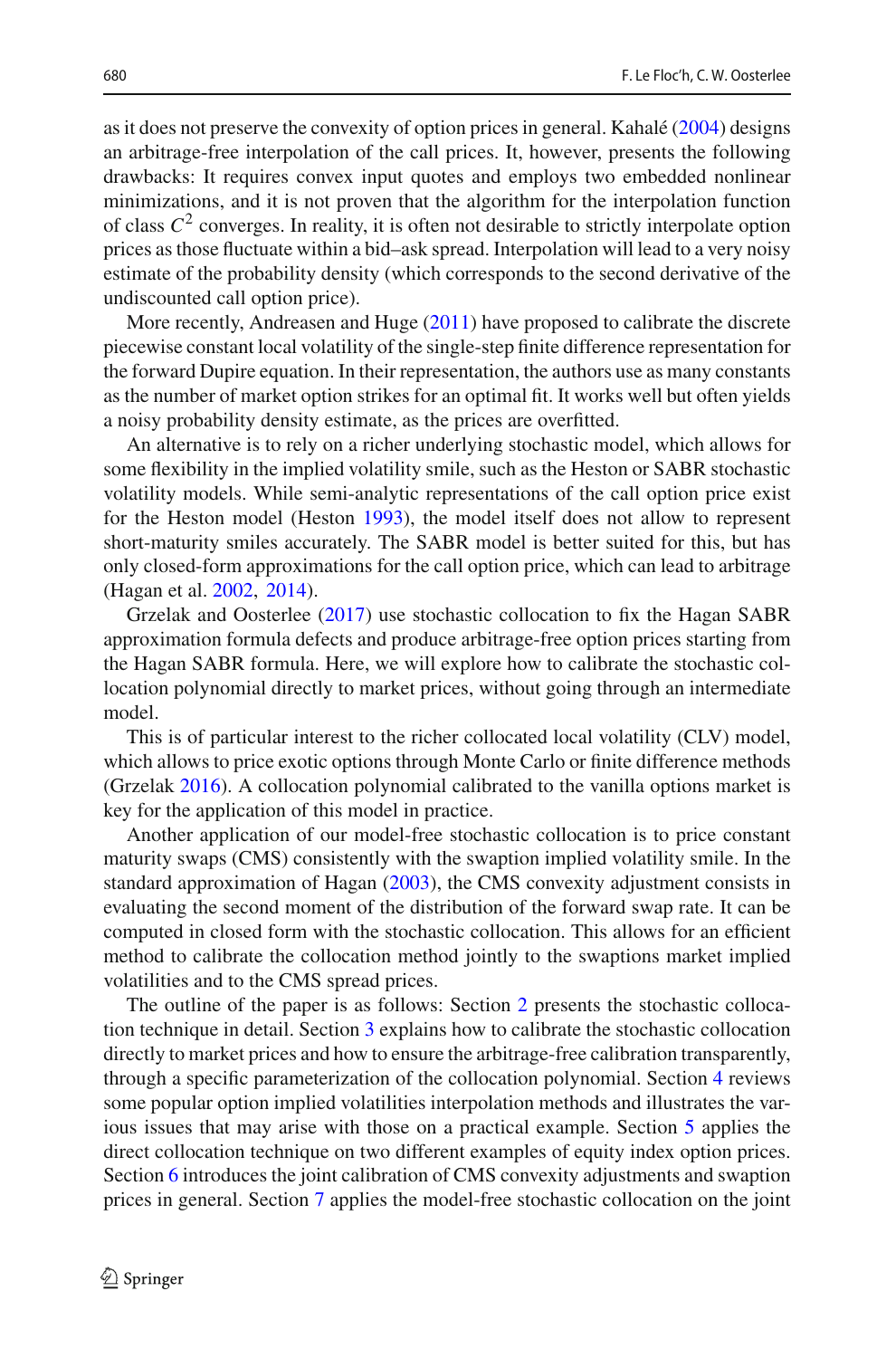as it does not preserve the convexity of option prices in general. Kahalé (2004) designs an arbitrage-free interpolation of the call prices. It, however, presents the following drawbacks: It requires convex input quotes and employs two embedded nonlinear minimizations, and it is not proven that the algorithm for the interpolation function of class $C^2$ converges. In reality, it is often not desirable to strictly interpolate option prices as those fluctuate within a bid–ask spread. Interpolation will lead to a very noisy estimate of the probability density (which corresponds to the second derivative of the undiscounted call option price).

More recently, Andreasen and Huge (2011) have proposed to calibrate the discrete piecewise constant local volatility of the single-step finite difference representation for the forward Dupire equation. In their representation, the authors use as many constants as the number of market option strikes for an optimal fit. It works well but often yields a noisy probability density estimate, as the prices are overfitted.

An alternative is to rely on a richer underlying stochastic model, which allows for some flexibility in the implied volatility smile, such as the Heston or SABR stochastic volatility models. While semi-analytic representations of the call option price exist for the Heston model (Heston 1993), the model itself does not allow to represent short-maturity smiles accurately. The SABR model is better suited for this, but has only closed-form approximations for the call option price, which can lead to arbitrage (Hagan et al. 2002, 2014).

Grzelak and Oosterlee (2017) use stochastic collocation to fix the Hagan SABR approximation formula defects and produce arbitrage-free option prices starting from the Hagan SABR formula. Here, we will explore how to calibrate the stochastic collocation polynomial directly to market prices, without going through an intermediate model.

This is of particular interest to the richer collocated local volatility (CLV) model, which allows to price exotic options through Monte Carlo or finite difference methods (Grzelak 2016). A collocation polynomial calibrated to the vanilla options market is key for the application of this model in practice.

Another application of our model-free stochastic collocation is to price constant maturity swaps (CMS) consistently with the swaption implied volatility smile. In the standard approximation of Hagan (2003), the CMS convexity adjustment consists in evaluating the second moment of the distribution of the forward swap rate. It can be computed in closed form with the stochastic collocation. This allows for an efficient method to calibrate the collocation method jointly to the swaptions market implied volatilities and to the CMS spread prices.

The outline of the paper is as follows: Section 2 presents the stochastic collocation technique in detail. Section 3 explains how to calibrate the stochastic collocation directly to market prices and how to ensure the arbitrage-free calibration transparently, through a specific parameterization of the collocation polynomial. Section 4 reviews some popular option implied volatilities interpolation methods and illustrates the various issues that may arise with those on a practical example. Section 5 applies the direct collocation technique on two different examples of equity index option prices. Section 6 introduces the joint calibration of CMS convexity adjustments and swaption prices in general. Section 7 applies the model-free stochastic collocation on the joint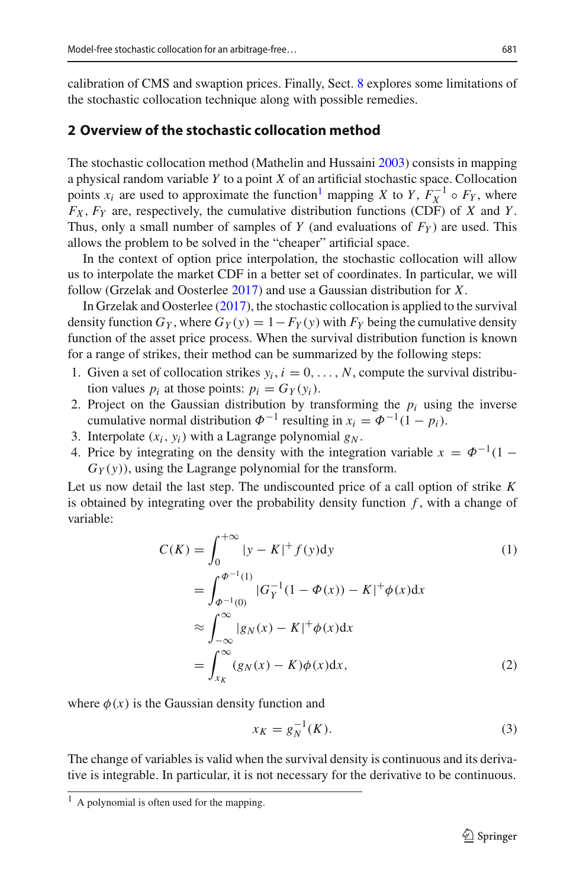calibration of CMS and swaption prices. Finally, Sect. 8 explores some limitations of the stochastic collocation technique along with possible remedies.

## 2 Overview of the stochastic collocation method

The stochastic collocation method (Mathelin and Hussaini 2003) consists in mapping a physical random variable $Y$ to a point $X$ of an artificial stochastic space. Collocation points $x_i$ are used to approximate the function[1] mapping $X$ to $Y$, $F_X^{-1} \circ F_Y$, where $F_X$, $F_Y$ are, respectively, the cumulative distribution functions (CDF) of $X$ and $Y$. Thus, only a small number of samples of $Y$ (and evaluations of $F_Y$) are used. This allows the problem to be solved in the "cheaper" artificial space.

In the context of option price interpolation, the stochastic collocation will allow us to interpolate the market CDF in a better set of coordinates. In particular, we will follow (Grzelak and Oosterlee 2017) and use a Gaussian distribution for $X$.

In Grzelak and Oosterlee (2017), the stochastic collocation is applied to the survival density function $G_Y$, where $G_Y(y) = 1 - F_Y(y)$ with $F_Y$ being the cumulative density function of the asset price process. When the survival distribution function is known for a range of strikes, their method can be summarized by the following steps:

1. Given a set of collocation strikes $y_i, i = 0, \ldots, N$, compute the survival distribution values $p_i$ at those points: $p_i = G_Y(y_i)$.
2. Project on the Gaussian distribution by transforming the $p_i$ using the inverse cumulative normal distribution $\Phi^{-1}$ resulting in $x_i = \Phi^{-1}(1 - p_i)$.
3. Interpolate $(x_i, y_i)$ with a Lagrange polynomial $g_N$.
4. Price by integrating on the density with the integration variable $x = \Phi^{-1}(1 - G_Y(y))$, using the Lagrange polynomial for the transform.

Let us now detail the last step. The undiscounted price of a call option of strike $K$ is obtained by integrating over the probability density function $f$, with a change of variable:

$$
\begin{aligned}
C(K) &= \int_0^{+\infty} |y - K|^+ f(y)\mathrm{d}y \qquad (1)\\
&= \int_{\Phi^{-1}(0)}^{\Phi^{-1}(1)} |G_Y^{-1}(1 - \Phi(x)) - K|^+ \phi(x)\mathrm{d}x\\
&\approx \int_{-\infty}^{\infty} |g_N(x) - K|^+ \phi(x)\mathrm{d}x\\
&= \int_{x_K}^{\infty} (g_N(x) - K)\phi(x)\mathrm{d}x, \qquad (2)
\end{aligned}
$$

where $\phi(x)$ is the Gaussian density function and

$$
x_K = g_N^{-1}(K). \qquad (3)
$$

The change of variables is valid when the survival density is continuous and its derivative is integrable. In particular, it is not necessary for the derivative to be continuous.

[1] A polynomial is often used for the mapping.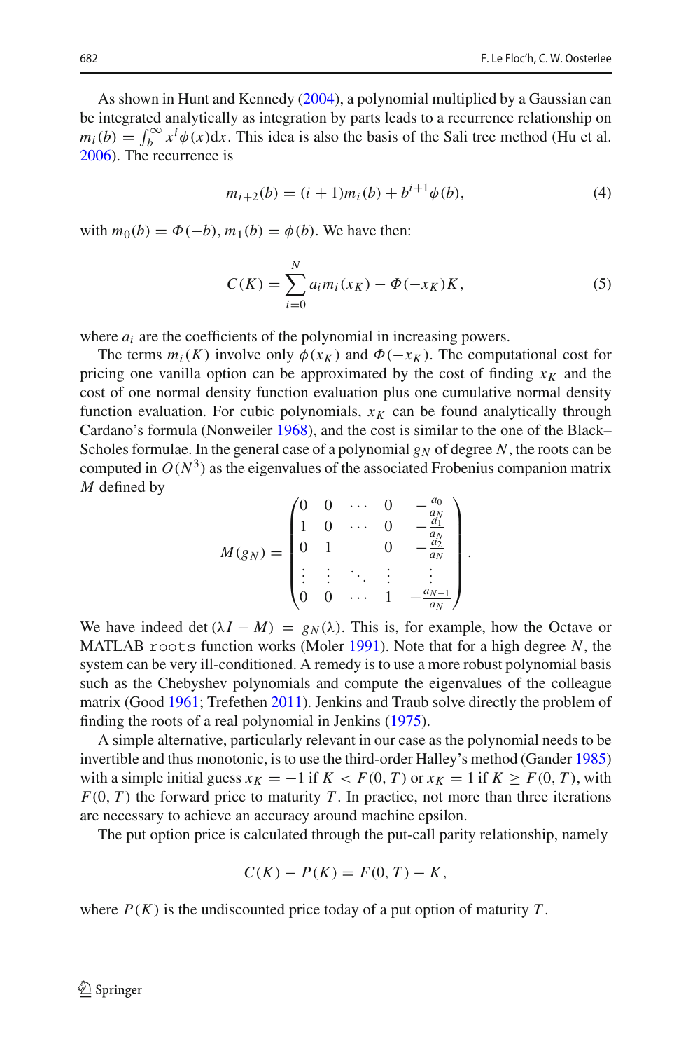As shown in Hunt and Kennedy (2004), a polynomial multiplied by a Gaussian can be integrated analytically as integration by parts leads to a recurrence relationship on $m_i(b) = \int_b^\infty x^i \phi(x) \mathrm{d}x$. This idea is also the basis of the Sali tree method (Hu et al. 2006). The recurrence is

$$m_{i+2}(b) = (i+1)m_i(b) + b^{i+1}\phi(b), \tag{4}$$

with $m_0(b) = \Phi(-b)$, $m_1(b) = \phi(b)$. We have then:

$$C(K) = \sum_{i=0}^{N} a_i m_i(x_K) - \Phi(-x_K)K, \tag{5}$$

where $a_i$ are the coefficients of the polynomial in increasing powers.

The terms $m_i(K)$ involve only $\phi(x_K)$ and $\Phi(-x_K)$. The computational cost for pricing one vanilla option can be approximated by the cost of finding $x_K$ and the cost of one normal density function evaluation plus one cumulative normal density function evaluation. For cubic polynomials, $x_K$ can be found analytically through Cardano's formula (Nonweiler 1968), and the cost is similar to the one of the Black–Scholes formulae. In the general case of a polynomial $g_N$ of degree $N$, the roots can be computed in $O(N^3)$ as the eigenvalues of the associated Frobenius companion matrix $M$ defined by

$$M(g_N) = \begin{pmatrix} 0 & 0 & \cdots & 0 & -\frac{a_0}{a_N} \\ 1 & 0 & \cdots & 0 & -\frac{a_1}{a_N} \\ 0 & 1 & & 0 & -\frac{a_2}{a_N} \\ \vdots & \vdots & \ddots & \vdots & \vdots \\ 0 & 0 & \cdots & 1 & -\frac{a_{N-1}}{a_N} \end{pmatrix}.$$

We have indeed $\det(\lambda I - M) = g_N(\lambda)$. This is, for example, how the Octave or MATLAB `roots` function works (Moler 1991). Note that for a high degree $N$, the system can be very ill-conditioned. A remedy is to use a more robust polynomial basis such as the Chebyshev polynomials and compute the eigenvalues of the colleague matrix (Good 1961; Trefethen 2011). Jenkins and Traub solve directly the problem of finding the roots of a real polynomial in Jenkins (1975).

A simple alternative, particularly relevant in our case as the polynomial needs to be invertible and thus monotonic, is to use the third-order Halley's method (Gander 1985) with a simple initial guess $x_K = -1$ if $K < F(0, T)$ or $x_K = 1$ if $K \geq F(0, T)$, with $F(0, T)$ the forward price to maturity $T$. In practice, not more than three iterations are necessary to achieve an accuracy around machine epsilon.

The put option price is calculated through the put-call parity relationship, namely

$$C(K) - P(K) = F(0, T) - K,$$

where $P(K)$ is the undiscounted price today of a put option of maturity $T$.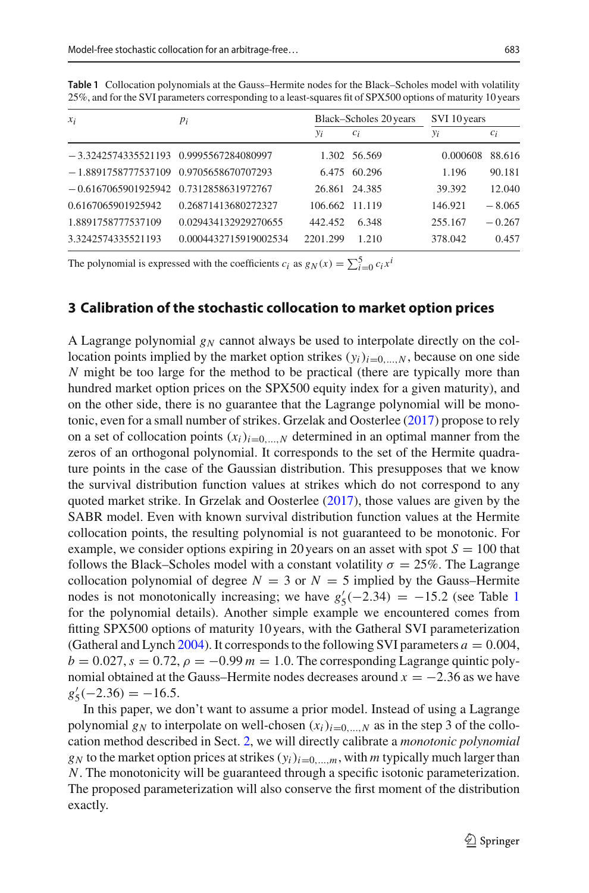**Table 1** Collocation polynomials at the Gauss–Hermite nodes for the Black–Scholes model with volatility 25%, and for the SVI parameters corresponding to a least-squares fit of SPX500 options of maturity 10 years

| $x_i$ | $p_i$ | Black–Scholes 20 years | | SVI 10 years | |
|---|---|---|---|---|---|
| | | $y_i$ | $c_i$ | $y_i$ | $c_i$ |
| −3.3242574335521193 | 0.9995567284080997 | 1.302 | 56.569 | 0.000608 | 88.616 |
| −1.8891758777537109 | 0.9705658670707293 | 6.475 | 60.296 | 1.196 | 90.181 |
| −0.6167065901925942 | 0.7312858631972767 | 26.861 | 24.385 | 39.392 | 12.040 |
| 0.6167065901925942 | 0.26871413680272327 | 106.662 | 11.119 | 146.921 | −8.065 |
| 1.8891758777537109 | 0.029434132929270655 | 442.452 | 6.348 | 255.167 | −0.267 |
| 3.3242574335521193 | 0.0004432715919002534 | 2201.299 | 1.210 | 378.042 | 0.457 |

The polynomial is expressed with the coefficients $c_i$ as $g_N(x) = \sum_{i=0}^{5} c_i x^i$

## 3 Calibration of the stochastic collocation to market option prices

A Lagrange polynomial $g_N$ cannot always be used to interpolate directly on the collocation points implied by the market option strikes $(y_i)_{i=0,\ldots,N}$, because on one side $N$ might be too large for the method to be practical (there are typically more than hundred market option prices on the SPX500 equity index for a given maturity), and on the other side, there is no guarantee that the Lagrange polynomial will be monotonic, even for a small number of strikes. Grzelak and Oosterlee (2017) propose to rely on a set of collocation points $(x_i)_{i=0,\ldots,N}$ determined in an optimal manner from the zeros of an orthogonal polynomial. It corresponds to the set of the Hermite quadrature points in the case of the Gaussian distribution. This presupposes that we know the survival distribution function values at strikes which do not correspond to any quoted market strike. In Grzelak and Oosterlee (2017), those values are given by the SABR model. Even with known survival distribution function values at the Hermite collocation points, the resulting polynomial is not guaranteed to be monotonic. For example, we consider options expiring in 20 years on an asset with spot $S = 100$ that follows the Black–Scholes model with a constant volatility $\sigma = 25\%$. The Lagrange collocation polynomial of degree $N = 3$ or $N = 5$ implied by the Gauss–Hermite nodes is not monotonically increasing; we have $g_5'(-2.34) = -15.2$ (see Table 1 for the polynomial details). Another simple example we encountered comes from fitting SPX500 options of maturity 10 years, with the Gatheral SVI parameterization (Gatheral and Lynch 2004). It corresponds to the following SVI parameters $a = 0.004$, $b = 0.027$, $s = 0.72$, $\rho = -0.99$ $m = 1.0$. The corresponding Lagrange quintic polynomial obtained at the Gauss–Hermite nodes decreases around $x = -2.36$ as we have $g_5'(-2.36) = -16.5$.

In this paper, we don't want to assume a prior model. Instead of using a Lagrange polynomial $g_N$ to interpolate on well-chosen $(x_i)_{i=0,\ldots,N}$ as in the step 3 of the collocation method described in Sect. 2, we will directly calibrate a *monotonic polynomial* $g_N$ to the market option prices at strikes $(y_i)_{i=0,\ldots,m}$, with $m$ typically much larger than $N$. The monotonicity will be guaranteed through a specific isotonic parameterization. The proposed parameterization will also conserve the first moment of the distribution exactly.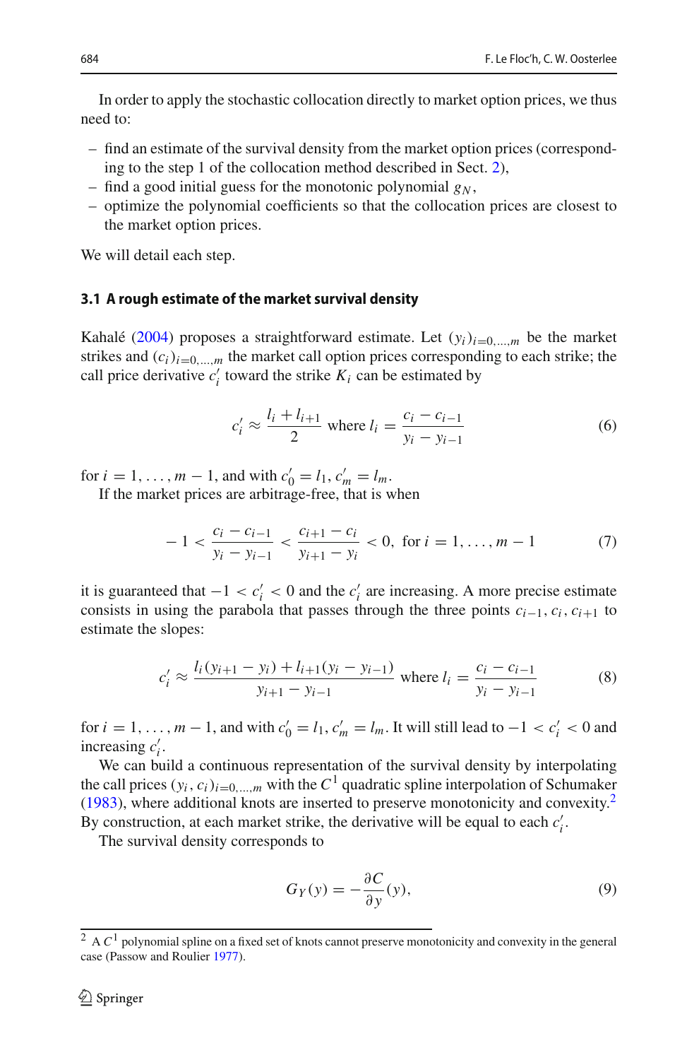In order to apply the stochastic collocation directly to market option prices, we thus need to:

- find an estimate of the survival density from the market option prices (corresponding to the step 1 of the collocation method described in Sect. 2),
- find a good initial guess for the monotonic polynomial $g_N$,
- optimize the polynomial coefficients so that the collocation prices are closest to the market option prices.

We will detail each step.

### 3.1 A rough estimate of the market survival density

Kahalé (2004) proposes a straightforward estimate. Let $(y_i)_{i=0,\ldots,m}$ be the market strikes and $(c_i)_{i=0,\ldots,m}$ the market call option prices corresponding to each strike; the call price derivative $c'_i$ toward the strike $K_i$ can be estimated by

$$c'_i \approx \frac{l_i + l_{i+1}}{2} \text{ where } l_i = \frac{c_i - c_{i-1}}{y_i - y_{i-1}} \tag{6}$$

for $i = 1, \ldots, m-1$, and with $c'_0 = l_1$, $c'_m = l_m$.

If the market prices are arbitrage-free, that is when

$$-1 < \frac{c_i - c_{i-1}}{y_i - y_{i-1}} < \frac{c_{i+1} - c_i}{y_{i+1} - y_i} < 0, \text{ for } i = 1, \ldots, m-1 \tag{7}$$

it is guaranteed that $-1 < c'_i < 0$ and the $c'_i$ are increasing. A more precise estimate consists in using the parabola that passes through the three points $c_{i-1}, c_i, c_{i+1}$ to estimate the slopes:

$$c'_i \approx \frac{l_i(y_{i+1} - y_i) + l_{i+1}(y_i - y_{i-1})}{y_{i+1} - y_{i-1}} \text{ where } l_i = \frac{c_i - c_{i-1}}{y_i - y_{i-1}} \tag{8}$$

for $i = 1, \ldots, m-1$, and with $c'_0 = l_1$, $c'_m = l_m$. It will still lead to $-1 < c'_i < 0$ and increasing $c'_i$.

We can build a continuous representation of the survival density by interpolating the call prices $(y_i, c_i)_{i=0,\ldots,m}$ with the $C^1$ quadratic spline interpolation of Schumaker (1983), where additional knots are inserted to preserve monotonicity and convexity.[2] By construction, at each market strike, the derivative will be equal to each $c'_i$.

The survival density corresponds to

$$G_Y(y) = -\frac{\partial C}{\partial y}(y), \tag{9}$$

[2] A $C^1$ polynomial spline on a fixed set of knots cannot preserve monotonicity and convexity in the general case (Passow and Roulier 1977).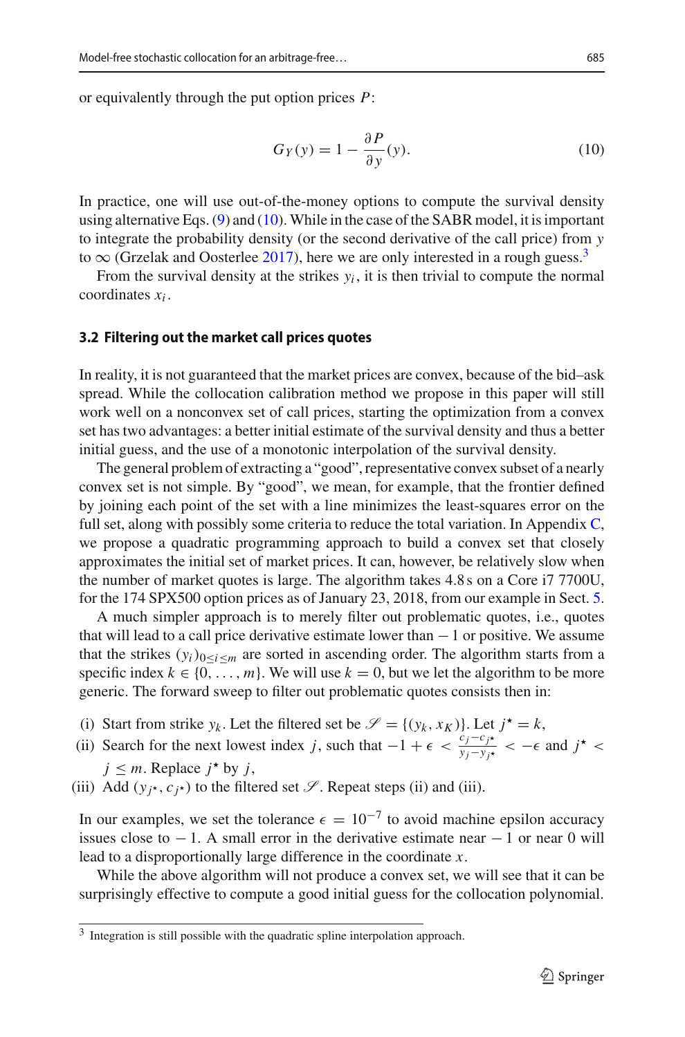or equivalently through the put option prices $P$:

$$G_Y(y) = 1 - \frac{\partial P}{\partial y}(y). \tag{10}$$

In practice, one will use out-of-the-money options to compute the survival density using alternative Eqs. (9) and (10). While in the case of the SABR model, it is important to integrate the probability density (or the second derivative of the call price) from $y$ to $\infty$ (Grzelak and Oosterlee 2017), here we are only interested in a rough guess.[3]

From the survival density at the strikes $y_i$, it is then trivial to compute the normal coordinates $x_i$.

### 3.2 Filtering out the market call prices quotes

In reality, it is not guaranteed that the market prices are convex, because of the bid–ask spread. While the collocation calibration method we propose in this paper will still work well on a nonconvex set of call prices, starting the optimization from a convex set has two advantages: a better initial estimate of the survival density and thus a better initial guess, and the use of a monotonic interpolation of the survival density.

The general problem of extracting a "good", representative convex subset of a nearly convex set is not simple. By "good", we mean, for example, that the frontier defined by joining each point of the set with a line minimizes the least-squares error on the full set, along with possibly some criteria to reduce the total variation. In Appendix C, we propose a quadratic programming approach to build a convex set that closely approximates the initial set of market prices. It can, however, be relatively slow when the number of market quotes is large. The algorithm takes 4.8 s on a Core i7 7700U, for the 174 SPX500 option prices as of January 23, 2018, from our example in Sect. 5.

A much simpler approach is to merely filter out problematic quotes, i.e., quotes that will lead to a call price derivative estimate lower than $-1$ or positive. We assume that the strikes $(y_i)_{0 \leq i \leq m}$ are sorted in ascending order. The algorithm starts from a specific index $k \in \{0, \ldots, m\}$. We will use $k = 0$, but we let the algorithm to be more generic. The forward sweep to filter out problematic quotes consists then in:

(i) Start from strike $y_k$. Let the filtered set be $\mathscr{S} = \{(y_k, x_K)\}$. Let $j^\star = k$,

(ii) Search for the next lowest index $j$, such that $-1 + \epsilon < \frac{c_j - c_{j^\star}}{y_j - y_{j^\star}} < -\epsilon$ and $j^\star < j \leq m$. Replace $j^\star$ by $j$,

(iii) Add $(y_{j^\star}, c_{j^\star})$ to the filtered set $\mathscr{S}$. Repeat steps (ii) and (iii).

In our examples, we set the tolerance $\epsilon = 10^{-7}$ to avoid machine epsilon accuracy issues close to $-1$. A small error in the derivative estimate near $-1$ or near 0 will lead to a disproportionally large difference in the coordinate $x$.

While the above algorithm will not produce a convex set, we will see that it can be surprisingly effective to compute a good initial guess for the collocation polynomial.

[3] Integration is still possible with the quadratic spline interpolation approach.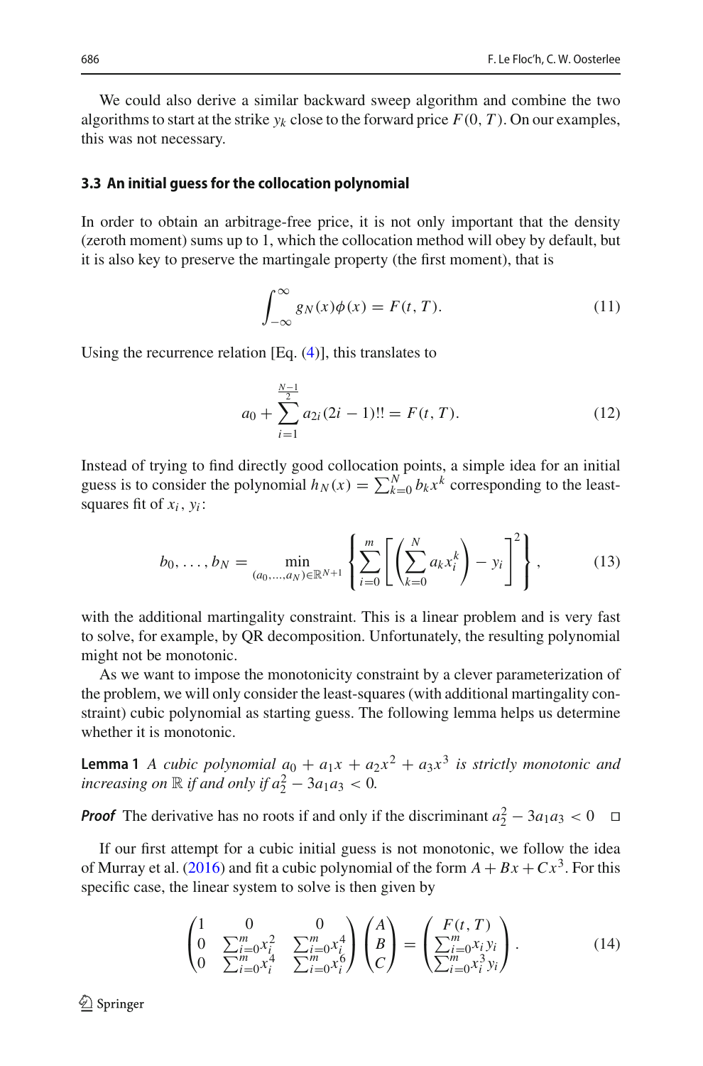We could also derive a similar backward sweep algorithm and combine the two algorithms to start at the strike $y_k$ close to the forward price $F(0, T)$. On our examples, this was not necessary.

### 3.3 An initial guess for the collocation polynomial

In order to obtain an arbitrage-free price, it is not only important that the density (zeroth moment) sums up to 1, which the collocation method will obey by default, but it is also key to preserve the martingale property (the first moment), that is

$$\int_{-\infty}^{\infty} g_N(x)\phi(x) = F(t, T). \tag{11}$$

Using the recurrence relation [Eq. (4)], this translates to

$$a_0 + \sum_{i=1}^{\frac{N-1}{2}} a_{2i}(2i-1)!! = F(t, T). \tag{12}$$

Instead of trying to find directly good collocation points, a simple idea for an initial guess is to consider the polynomial $h_N(x) = \sum_{k=0}^{N} b_k x^k$ corresponding to the least-squares fit of $x_i, y_i$:

$$b_0, \ldots, b_N = \min_{(a_0,\ldots,a_N)\in\mathbb{R}^{N+1}} \left\{ \sum_{i=0}^{m} \left[ \left( \sum_{k=0}^{N} a_k x_i^k \right) - y_i \right]^2 \right\}, \tag{13}$$

with the additional martingality constraint. This is a linear problem and is very fast to solve, for example, by QR decomposition. Unfortunately, the resulting polynomial might not be monotonic.

As we want to impose the monotonicity constraint by a clever parameterization of the problem, we will only consider the least-squares (with additional martingality constraint) cubic polynomial as starting guess. The following lemma helps us determine whether it is monotonic.

**Lemma 1** *A cubic polynomial $a_0 + a_1 x + a_2 x^2 + a_3 x^3$ is strictly monotonic and increasing on $\mathbb{R}$ if and only if $a_2^2 - 3a_1 a_3 < 0$.*

***Proof*** The derivative has no roots if and only if the discriminant $a_2^2 - 3a_1 a_3 < 0$ □

If our first attempt for a cubic initial guess is not monotonic, we follow the idea of Murray et al. (2016) and fit a cubic polynomial of the form $A + Bx + Cx^3$. For this specific case, the linear system to solve is then given by

$$\begin{pmatrix} 1 & 0 & 0 \\ 0 & \sum_{i=0}^{m} x_i^2 & \sum_{i=0}^{m} x_i^4 \\ 0 & \sum_{i=0}^{m} x_i^4 & \sum_{i=0}^{m} x_i^6 \end{pmatrix} \begin{pmatrix} A \\ B \\ C \end{pmatrix} = \begin{pmatrix} F(t, T) \\ \sum_{i=0}^{m} x_i y_i \\ \sum_{i=0}^{m} x_i^3 y_i \end{pmatrix}. \tag{14}$$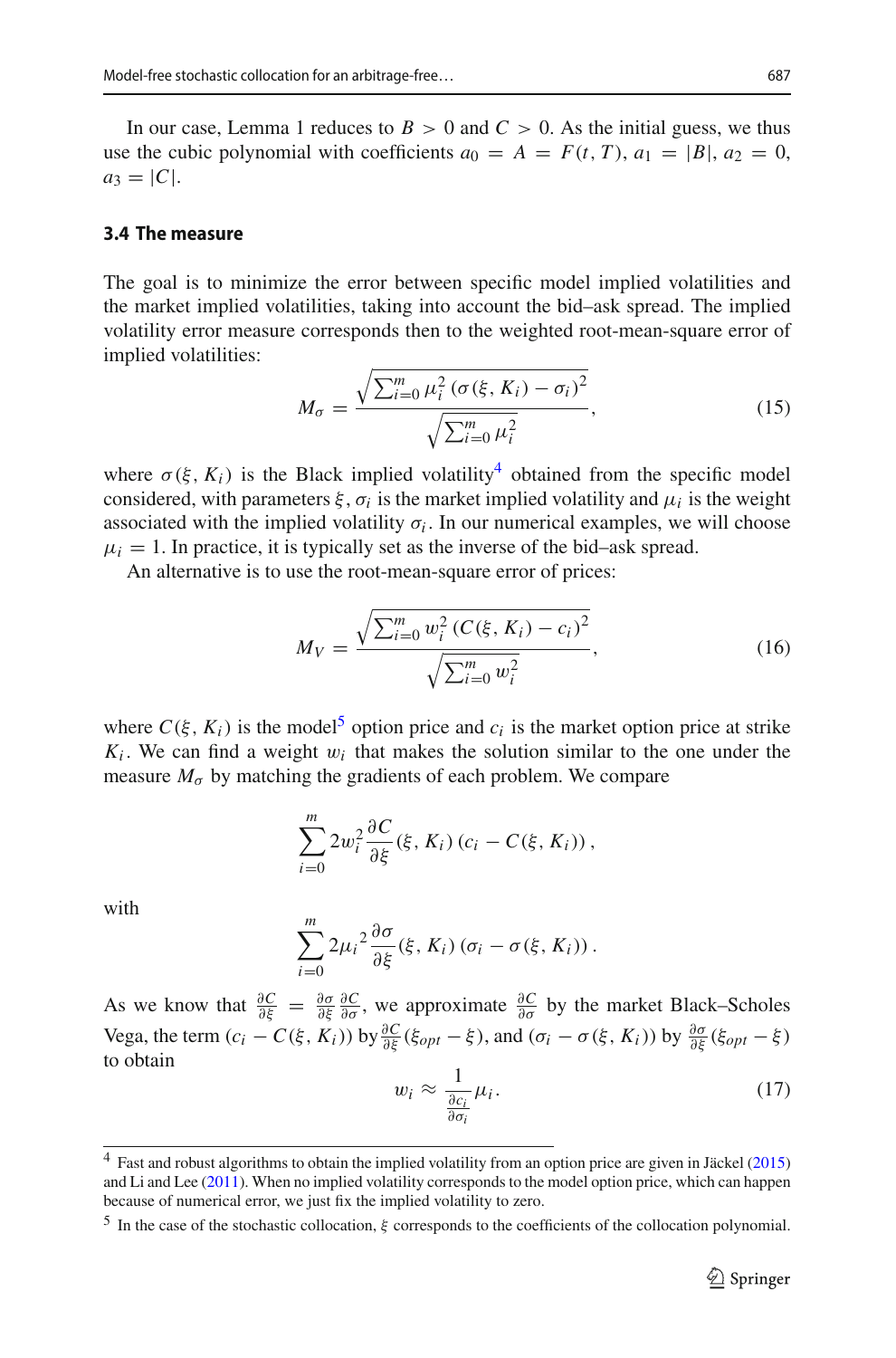In our case, Lemma 1 reduces to $B > 0$ and $C > 0$. As the initial guess, we thus use the cubic polynomial with coefficients $a_0 = A = F(t, T)$, $a_1 = |B|$, $a_2 = 0$, $a_3 = |C|$.

### 3.4 The measure

The goal is to minimize the error between specific model implied volatilities and the market implied volatilities, taking into account the bid–ask spread. The implied volatility error measure corresponds then to the weighted root-mean-square error of implied volatilities:

$$M_\sigma = \frac{\sqrt{\sum_{i=0}^{m} \mu_i^2 \left(\sigma(\xi, K_i) - \sigma_i\right)^2}}{\sqrt{\sum_{i=0}^{m} \mu_i^2}}, \tag{15}$$

where $\sigma(\xi, K_i)$ is the Black implied volatility[4] obtained from the specific model considered, with parameters $\xi$, $\sigma_i$ is the market implied volatility and $\mu_i$ is the weight associated with the implied volatility $\sigma_i$. In our numerical examples, we will choose $\mu_i = 1$. In practice, it is typically set as the inverse of the bid–ask spread.

An alternative is to use the root-mean-square error of prices:

$$M_V = \frac{\sqrt{\sum_{i=0}^{m} w_i^2 \left(C(\xi, K_i) - c_i\right)^2}}{\sqrt{\sum_{i=0}^{m} w_i^2}}, \tag{16}$$

where $C(\xi, K_i)$ is the model[5] option price and $c_i$ is the market option price at strike $K_i$. We can find a weight $w_i$ that makes the solution similar to the one under the measure $M_\sigma$ by matching the gradients of each problem. We compare

$$\sum_{i=0}^{m} 2w_i^2 \frac{\partial C}{\partial \xi}(\xi, K_i)\left(c_i - C(\xi, K_i)\right),$$

with

$$\sum_{i=0}^{m} 2{\mu_i}^2 \frac{\partial \sigma}{\partial \xi}(\xi, K_i)\left(\sigma_i - \sigma(\xi, K_i)\right).$$

As we know that $\frac{\partial C}{\partial \xi} = \frac{\partial \sigma}{\partial \xi}\frac{\partial C}{\partial \sigma}$, we approximate $\frac{\partial C}{\partial \sigma}$ by the market Black–Scholes Vega, the term $(c_i - C(\xi, K_i))$ by $\frac{\partial C}{\partial \xi}(\xi_{opt} - \xi)$, and $(\sigma_i - \sigma(\xi, K_i))$ by $\frac{\partial \sigma}{\partial \xi}(\xi_{opt} - \xi)$ to obtain

$$w_i \approx \frac{1}{\frac{\partial c_i}{\partial \sigma_i}} \mu_i. \tag{17}$$

[4] Fast and robust algorithms to obtain the implied volatility from an option price are given in Jäckel (2015) and Li and Lee (2011). When no implied volatility corresponds to the model option price, which can happen because of numerical error, we just fix the implied volatility to zero.

[5] In the case of the stochastic collocation, $\xi$ corresponds to the coefficients of the collocation polynomial.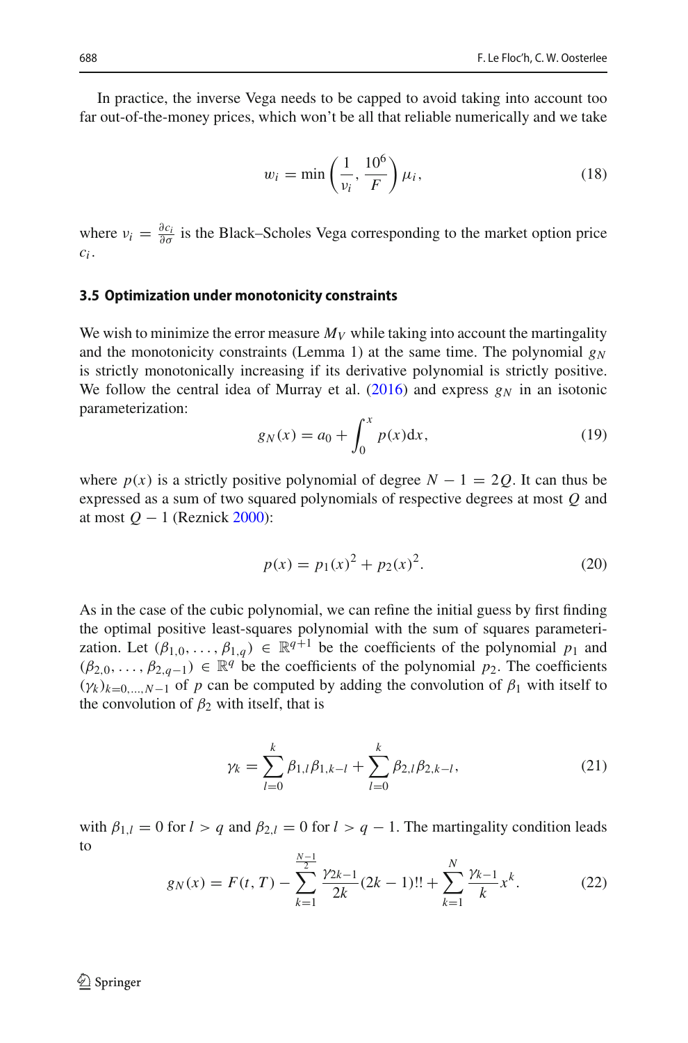In practice, the inverse Vega needs to be capped to avoid taking into account too far out-of-the-money prices, which won't be all that reliable numerically and we take

$$w_i = \min\left(\frac{1}{\nu_i}, \frac{10^6}{F}\right)\mu_i, \tag{18}$$

where $\nu_i = \frac{\partial c_i}{\partial \sigma}$ is the Black–Scholes Vega corresponding to the market option price $c_i$.

### 3.5 Optimization under monotonicity constraints

We wish to minimize the error measure $M_V$ while taking into account the martingality and the monotonicity constraints (Lemma 1) at the same time. The polynomial $g_N$ is strictly monotonically increasing if its derivative polynomial is strictly positive. We follow the central idea of Murray et al. (2016) and express $g_N$ in an isotonic parameterization:

$$g_N(x) = a_0 + \int_0^x p(x)\mathrm{d}x, \tag{19}$$

where $p(x)$ is a strictly positive polynomial of degree $N - 1 = 2Q$. It can thus be expressed as a sum of two squared polynomials of respective degrees at most $Q$ and at most $Q - 1$ (Reznick 2000):

$$p(x) = p_1(x)^2 + p_2(x)^2. \tag{20}$$

As in the case of the cubic polynomial, we can refine the initial guess by first finding the optimal positive least-squares polynomial with the sum of squares parameterization. Let $(\beta_{1,0}, \ldots, \beta_{1,q}) \in \mathbb{R}^{q+1}$ be the coefficients of the polynomial $p_1$ and $(\beta_{2,0}, \ldots, \beta_{2,q-1}) \in \mathbb{R}^q$ be the coefficients of the polynomial $p_2$. The coefficients $(\gamma_k)_{k=0,\ldots,N-1}$ of $p$ can be computed by adding the convolution of $\beta_1$ with itself to the convolution of $\beta_2$ with itself, that is

$$\gamma_k = \sum_{l=0}^{k} \beta_{1,l}\beta_{1,k-l} + \sum_{l=0}^{k} \beta_{2,l}\beta_{2,k-l}, \tag{21}$$

with $\beta_{1,l} = 0$ for $l > q$ and $\beta_{2,l} = 0$ for $l > q - 1$. The martingality condition leads to

$$g_N(x) = F(t,T) - \sum_{k=1}^{\frac{N-1}{2}} \frac{\gamma_{2k-1}}{2k}(2k-1)!! + \sum_{k=1}^{N} \frac{\gamma_{k-1}}{k}x^k. \tag{22}$$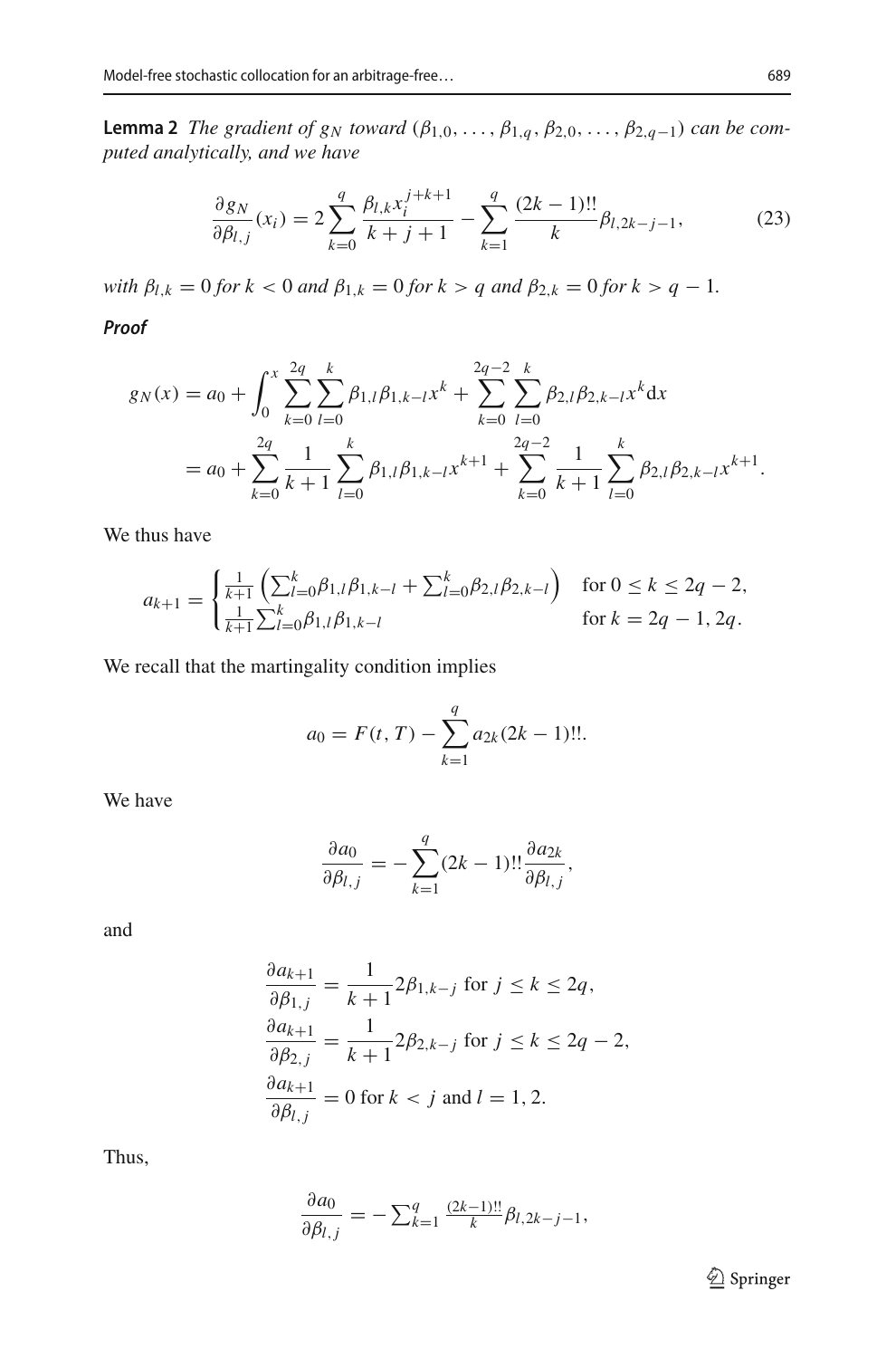**Lemma 2** *The gradient of $g_N$ toward $(\beta_{1,0},\ldots,\beta_{1,q},\beta_{2,0},\ldots,\beta_{2,q-1})$ can be computed analytically, and we have*

$$\frac{\partial g_N}{\partial \beta_{l,j}}(x_i) = 2\sum_{k=0}^{q} \frac{\beta_{l,k} x_i^{j+k+1}}{k+j+1} - \sum_{k=1}^{q} \frac{(2k-1)!!}{k}\beta_{l,2k-j-1}, \tag{23}$$

*with $\beta_{l,k}=0$ for $k<0$ and $\beta_{1,k}=0$ for $k>q$ and $\beta_{2,k}=0$ for $k>q-1$.*

***Proof***

$$\begin{aligned}
g_N(x) &= a_0 + \int_0^x \sum_{k=0}^{2q}\sum_{l=0}^{k} \beta_{1,l}\beta_{1,k-l}x^k + \sum_{k=0}^{2q-2}\sum_{l=0}^{k}\beta_{2,l}\beta_{2,k-l}x^k \mathrm{d}x \\
&= a_0 + \sum_{k=0}^{2q}\frac{1}{k+1}\sum_{l=0}^{k}\beta_{1,l}\beta_{1,k-l}x^{k+1} + \sum_{k=0}^{2q-2}\frac{1}{k+1}\sum_{l=0}^{k}\beta_{2,l}\beta_{2,k-l}x^{k+1}.
\end{aligned}$$

We thus have

$$a_{k+1} = \begin{cases} \frac{1}{k+1}\left(\sum_{l=0}^{k}\beta_{1,l}\beta_{1,k-l} + \sum_{l=0}^{k}\beta_{2,l}\beta_{2,k-l}\right) & \text{for } 0 \leq k \leq 2q-2, \\ \frac{1}{k+1}\sum_{l=0}^{k}\beta_{1,l}\beta_{1,k-l} & \text{for } k = 2q-1, 2q. \end{cases}$$

We recall that the martingality condition implies

$$a_0 = F(t,T) - \sum_{k=1}^{q} a_{2k}(2k-1)!!.$$

We have

$$\frac{\partial a_0}{\partial \beta_{l,j}} = -\sum_{k=1}^{q}(2k-1)!!\frac{\partial a_{2k}}{\partial \beta_{l,j}},$$

and

$$\begin{aligned}
\frac{\partial a_{k+1}}{\partial \beta_{1,j}} &= \frac{1}{k+1}2\beta_{1,k-j} \text{ for } j \leq k \leq 2q, \\
\frac{\partial a_{k+1}}{\partial \beta_{2,j}} &= \frac{1}{k+1}2\beta_{2,k-j} \text{ for } j \leq k \leq 2q-2, \\
\frac{\partial a_{k+1}}{\partial \beta_{l,j}} &= 0 \text{ for } k < j \text{ and } l = 1, 2.
\end{aligned}$$

Thus,

$$\frac{\partial a_0}{\partial \beta_{l,j}} = -\sum_{k=1}^{q}\frac{(2k-1)!!}{k}\beta_{l,2k-j-1},$$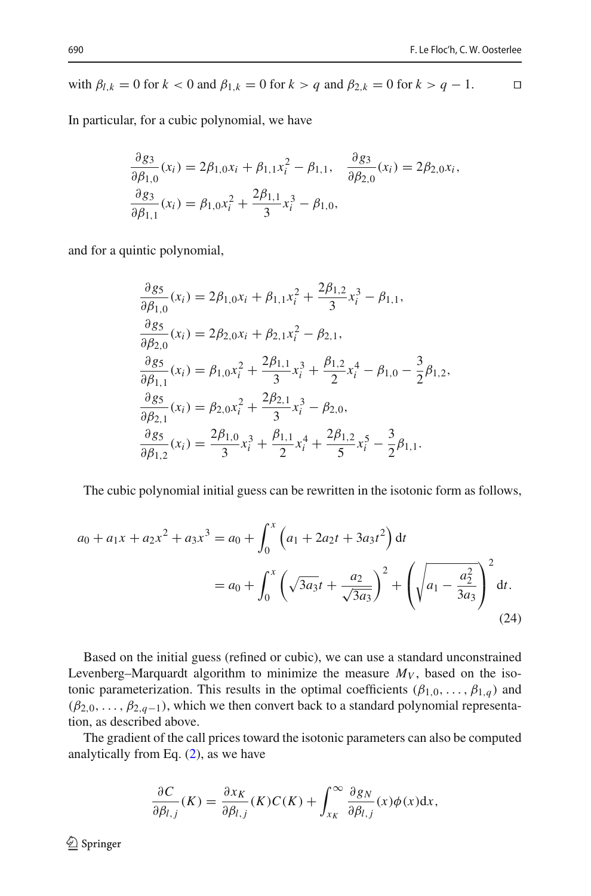with $\beta_{l,k} = 0$ for $k < 0$ and $\beta_{1,k} = 0$ for $k > q$ and $\beta_{2,k} = 0$ for $k > q - 1$. □

In particular, for a cubic polynomial, we have

$$
\begin{aligned}
&\frac{\partial g_3}{\partial \beta_{1,0}}(x_i) = 2\beta_{1,0}x_i + \beta_{1,1}x_i^2 - \beta_{1,1}, \quad \frac{\partial g_3}{\partial \beta_{2,0}}(x_i) = 2\beta_{2,0}x_i,\\
&\frac{\partial g_3}{\partial \beta_{1,1}}(x_i) = \beta_{1,0}x_i^2 + \frac{2\beta_{1,1}}{3}x_i^3 - \beta_{1,0},
\end{aligned}
$$

and for a quintic polynomial,

$$
\begin{aligned}
\frac{\partial g_5}{\partial \beta_{1,0}}(x_i) &= 2\beta_{1,0}x_i + \beta_{1,1}x_i^2 + \frac{2\beta_{1,2}}{3}x_i^3 - \beta_{1,1},\\
\frac{\partial g_5}{\partial \beta_{2,0}}(x_i) &= 2\beta_{2,0}x_i + \beta_{2,1}x_i^2 - \beta_{2,1},\\
\frac{\partial g_5}{\partial \beta_{1,1}}(x_i) &= \beta_{1,0}x_i^2 + \frac{2\beta_{1,1}}{3}x_i^3 + \frac{\beta_{1,2}}{2}x_i^4 - \beta_{1,0} - \frac{3}{2}\beta_{1,2},\\
\frac{\partial g_5}{\partial \beta_{2,1}}(x_i) &= \beta_{2,0}x_i^2 + \frac{2\beta_{2,1}}{3}x_i^3 - \beta_{2,0},\\
\frac{\partial g_5}{\partial \beta_{1,2}}(x_i) &= \frac{2\beta_{1,0}}{3}x_i^3 + \frac{\beta_{1,1}}{2}x_i^4 + \frac{2\beta_{1,2}}{5}x_i^5 - \frac{3}{2}\beta_{1,1}.
\end{aligned}
$$

The cubic polynomial initial guess can be rewritten in the isotonic form as follows,

$$
\begin{aligned}
a_0 + a_1 x + a_2 x^2 + a_3 x^3 &= a_0 + \int_0^x \left(a_1 + 2a_2 t + 3a_3 t^2\right) \mathrm{d}t\\
&= a_0 + \int_0^x \left(\sqrt{3a_3}t + \frac{a_2}{\sqrt{3a_3}}\right)^2 + \left(\sqrt{a_1 - \frac{a_2^2}{3a_3}}\right)^2 \mathrm{d}t.
\end{aligned} \tag{24}
$$

Based on the initial guess (refined or cubic), we can use a standard unconstrained Levenberg–Marquardt algorithm to minimize the measure $M_V$, based on the isotonic parameterization. This results in the optimal coefficients $(\beta_{1,0}, \ldots, \beta_{1,q})$ and $(\beta_{2,0}, \ldots, \beta_{2,q-1})$, which we then convert back to a standard polynomial representation, as described above.

The gradient of the call prices toward the isotonic parameters can also be computed analytically from Eq. (2), as we have

$$
\frac{\partial C}{\partial \beta_{l,j}}(K) = \frac{\partial x_K}{\partial \beta_{l,j}}(K)C(K) + \int_{x_K}^{\infty} \frac{\partial g_N}{\partial \beta_{l,j}}(x)\phi(x)\mathrm{d}x,
$$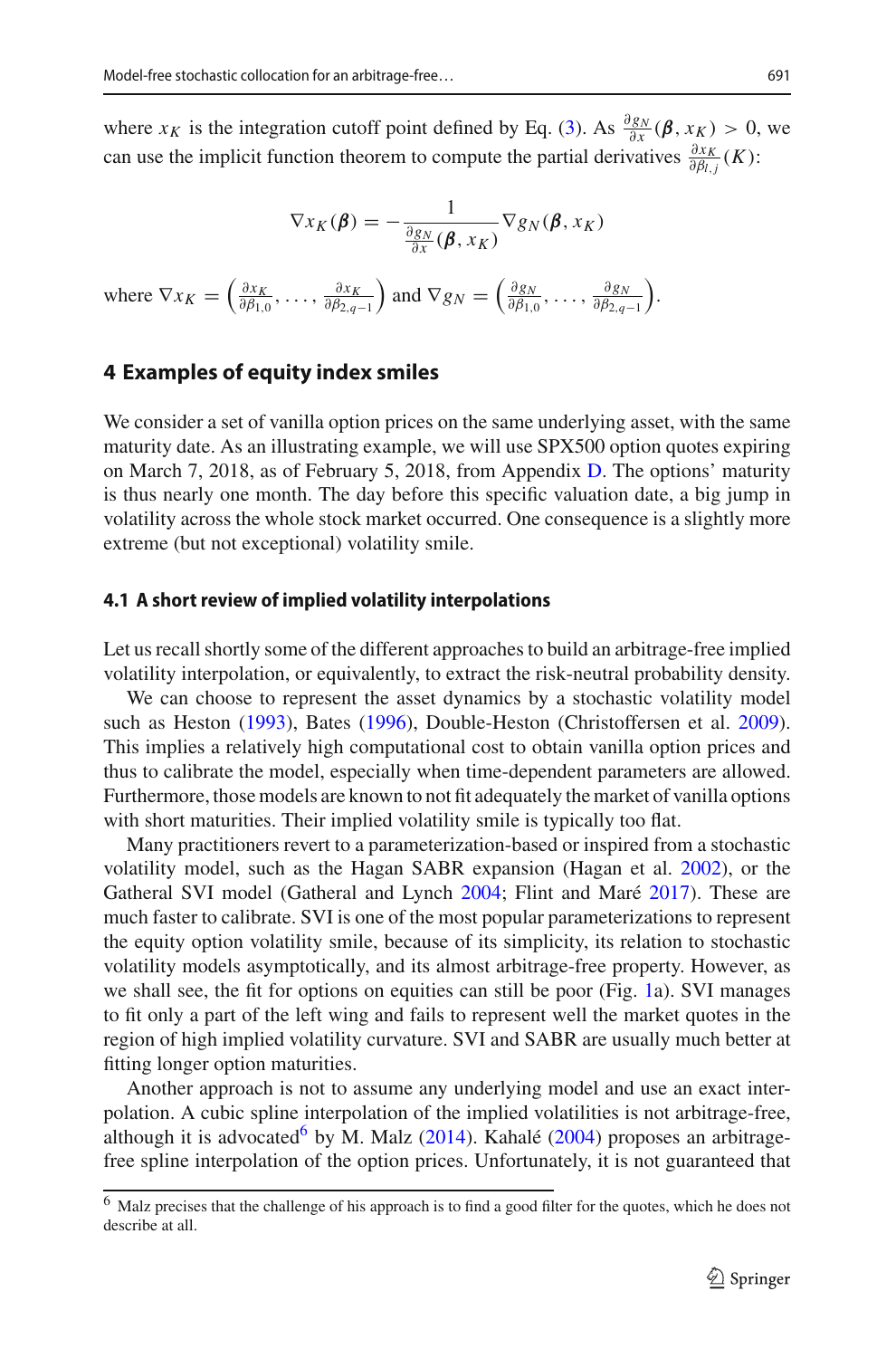where $x_K$ is the integration cutoff point defined by Eq. (3). As $\frac{\partial g_N}{\partial x}(\boldsymbol{\beta}, x_K) > 0$, we can use the implicit function theorem to compute the partial derivatives $\frac{\partial x_K}{\partial \beta_{l,j}}(K)$:

$$\nabla x_K(\boldsymbol{\beta}) = -\frac{1}{\frac{\partial g_N}{\partial x}(\boldsymbol{\beta}, x_K)} \nabla g_N(\boldsymbol{\beta}, x_K)$$

where $\nabla x_K = \left(\frac{\partial x_K}{\partial \beta_{1,0}}, \ldots, \frac{\partial x_K}{\partial \beta_{2,q-1}}\right)$ and $\nabla g_N = \left(\frac{\partial g_N}{\partial \beta_{1,0}}, \ldots, \frac{\partial g_N}{\partial \beta_{2,q-1}}\right)$.

## 4 Examples of equity index smiles

We consider a set of vanilla option prices on the same underlying asset, with the same maturity date. As an illustrating example, we will use SPX500 option quotes expiring on March 7, 2018, as of February 5, 2018, from Appendix D. The options' maturity is thus nearly one month. The day before this specific valuation date, a big jump in volatility across the whole stock market occurred. One consequence is a slightly more extreme (but not exceptional) volatility smile.

### 4.1 A short review of implied volatility interpolations

Let us recall shortly some of the different approaches to build an arbitrage-free implied volatility interpolation, or equivalently, to extract the risk-neutral probability density.

We can choose to represent the asset dynamics by a stochastic volatility model such as Heston (1993), Bates (1996), Double-Heston (Christoffersen et al. 2009). This implies a relatively high computational cost to obtain vanilla option prices and thus to calibrate the model, especially when time-dependent parameters are allowed. Furthermore, those models are known to not fit adequately the market of vanilla options with short maturities. Their implied volatility smile is typically too flat.

Many practitioners revert to a parameterization-based or inspired from a stochastic volatility model, such as the Hagan SABR expansion (Hagan et al. 2002), or the Gatheral SVI model (Gatheral and Lynch 2004; Flint and Maré 2017). These are much faster to calibrate. SVI is one of the most popular parameterizations to represent the equity option volatility smile, because of its simplicity, its relation to stochastic volatility models asymptotically, and its almost arbitrage-free property. However, as we shall see, the fit for options on equities can still be poor (Fig. 1a). SVI manages to fit only a part of the left wing and fails to represent well the market quotes in the region of high implied volatility curvature. SVI and SABR are usually much better at fitting longer option maturities.

Another approach is not to assume any underlying model and use an exact interpolation. A cubic spline interpolation of the implied volatilities is not arbitrage-free, although it is advocated[6] by M. Malz (2014). Kahalé (2004) proposes an arbitrage-free spline interpolation of the option prices. Unfortunately, it is not guaranteed that

[6] Malz precises that the challenge of his approach is to find a good filter for the quotes, which he does not describe at all.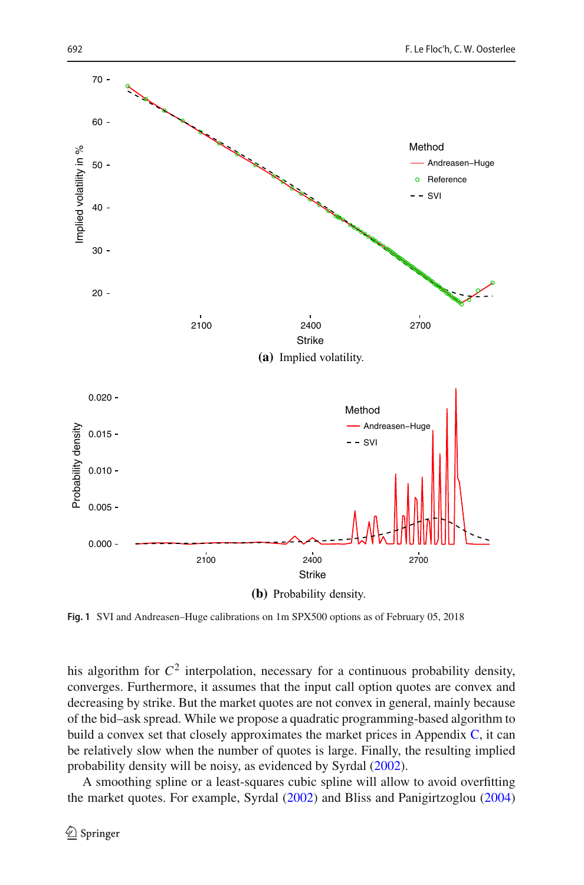(a) Implied volatility.

(b) Probability density.

**Fig. 1** SVI and Andreasen–Huge calibrations on 1m SPX500 options as of February 05, 2018

his algorithm for $C^2$ interpolation, necessary for a continuous probability density, converges. Furthermore, it assumes that the input call option quotes are convex and decreasing by strike. But the market quotes are not convex in general, mainly because of the bid–ask spread. While we propose a quadratic programming-based algorithm to build a convex set that closely approximates the market prices in Appendix C, it can be relatively slow when the number of quotes is large. Finally, the resulting implied probability density will be noisy, as evidenced by Syrdal (2002).

A smoothing spline or a least-squares cubic spline will allow to avoid overfitting the market quotes. For example, Syrdal (2002) and Bliss and Panigirtzoglou (2004)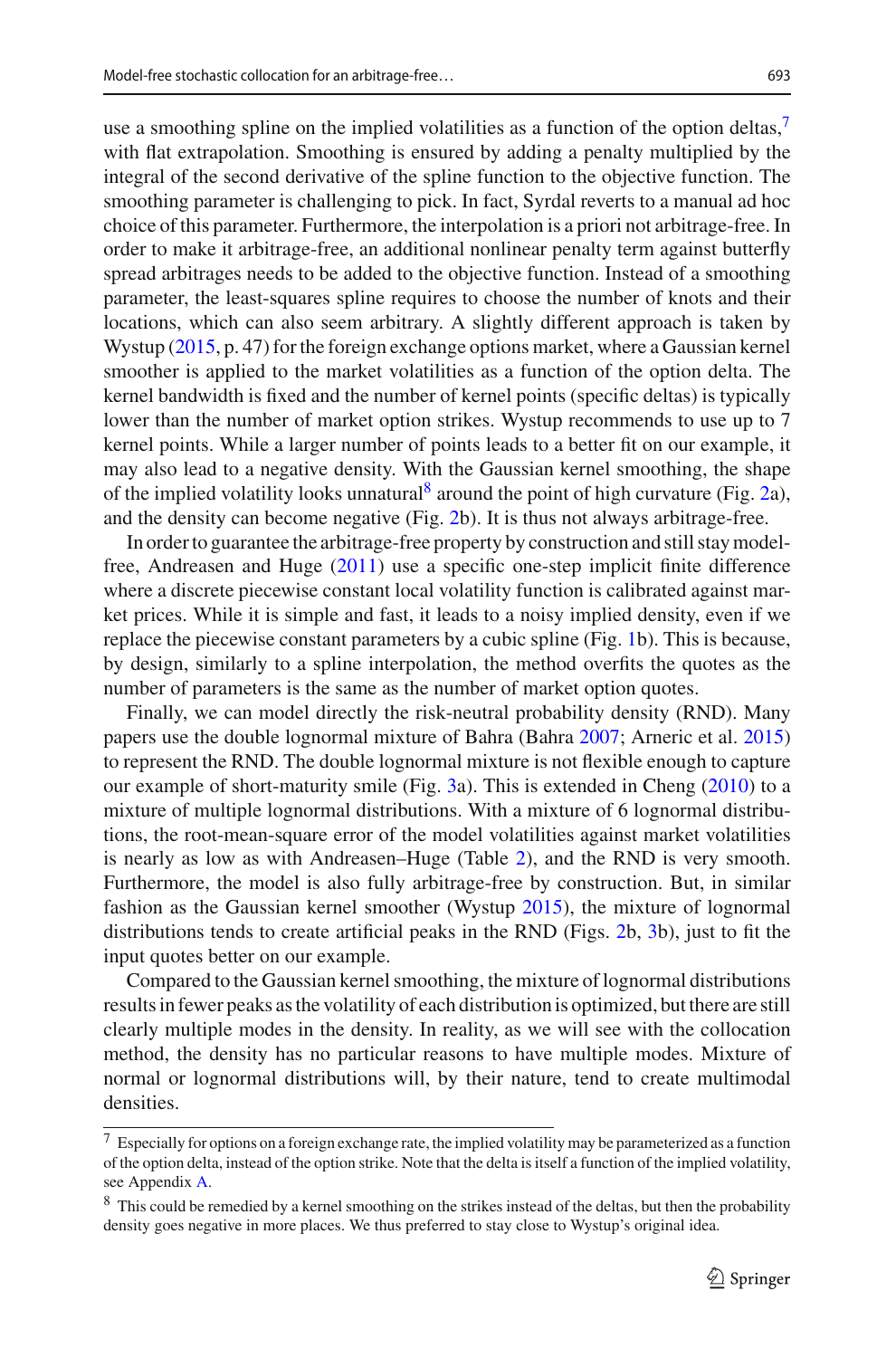use a smoothing spline on the implied volatilities as a function of the option deltas,[7] with flat extrapolation. Smoothing is ensured by adding a penalty multiplied by the integral of the second derivative of the spline function to the objective function. The smoothing parameter is challenging to pick. In fact, Syrdal reverts to a manual ad hoc choice of this parameter. Furthermore, the interpolation is a priori not arbitrage-free. In order to make it arbitrage-free, an additional nonlinear penalty term against butterfly spread arbitrages needs to be added to the objective function. Instead of a smoothing parameter, the least-squares spline requires to choose the number of knots and their locations, which can also seem arbitrary. A slightly different approach is taken by Wystup (2015, p. 47) for the foreign exchange options market, where a Gaussian kernel smoother is applied to the market volatilities as a function of the option delta. The kernel bandwidth is fixed and the number of kernel points (specific deltas) is typically lower than the number of market option strikes. Wystup recommends to use up to 7 kernel points. While a larger number of points leads to a better fit on our example, it may also lead to a negative density. With the Gaussian kernel smoothing, the shape of the implied volatility looks unnatural[8] around the point of high curvature (Fig. 2a), and the density can become negative (Fig. 2b). It is thus not always arbitrage-free.

In order to guarantee the arbitrage-free property by construction and still stay model-free, Andreasen and Huge (2011) use a specific one-step implicit finite difference where a discrete piecewise constant local volatility function is calibrated against market prices. While it is simple and fast, it leads to a noisy implied density, even if we replace the piecewise constant parameters by a cubic spline (Fig. 1b). This is because, by design, similarly to a spline interpolation, the method overfits the quotes as the number of parameters is the same as the number of market option quotes.

Finally, we can model directly the risk-neutral probability density (RND). Many papers use the double lognormal mixture of Bahra (Bahra 2007; Arneric et al. 2015) to represent the RND. The double lognormal mixture is not flexible enough to capture our example of short-maturity smile (Fig. 3a). This is extended in Cheng (2010) to a mixture of multiple lognormal distributions. With a mixture of 6 lognormal distributions, the root-mean-square error of the model volatilities against market volatilities is nearly as low as with Andreasen–Huge (Table 2), and the RND is very smooth. Furthermore, the model is also fully arbitrage-free by construction. But, in similar fashion as the Gaussian kernel smoother (Wystup 2015), the mixture of lognormal distributions tends to create artificial peaks in the RND (Figs. 2b, 3b), just to fit the input quotes better on our example.

Compared to the Gaussian kernel smoothing, the mixture of lognormal distributions results in fewer peaks as the volatility of each distribution is optimized, but there are still clearly multiple modes in the density. In reality, as we will see with the collocation method, the density has no particular reasons to have multiple modes. Mixture of normal or lognormal distributions will, by their nature, tend to create multimodal densities.

[7] Especially for options on a foreign exchange rate, the implied volatility may be parameterized as a function of the option delta, instead of the option strike. Note that the delta is itself a function of the implied volatility, see Appendix A.

[8] This could be remedied by a kernel smoothing on the strikes instead of the deltas, but then the probability density goes negative in more places. We thus preferred to stay close to Wystup's original idea.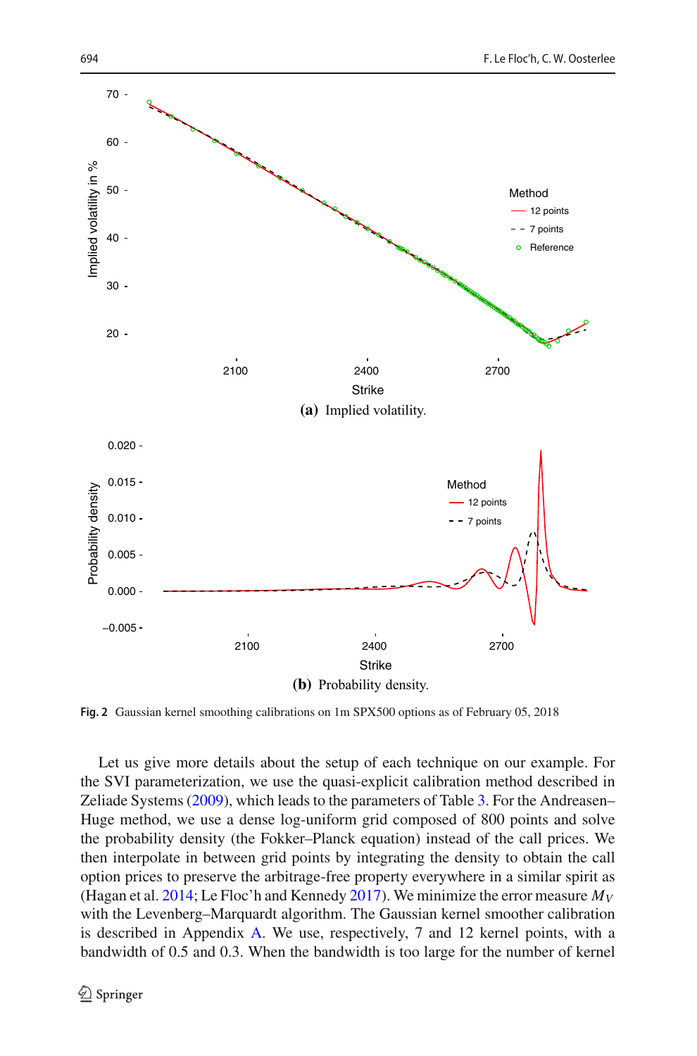**(a)** Implied volatility.

**(b)** Probability density.

**Fig. 2** Gaussian kernel smoothing calibrations on 1m SPX500 options as of February 05, 2018

Let us give more details about the setup of each technique on our example. For the SVI parameterization, we use the quasi-explicit calibration method described in Zeliade Systems (2009), which leads to the parameters of Table 3. For the Andreasen–Huge method, we use a dense log-uniform grid composed of 800 points and solve the probability density (the Fokker–Planck equation) instead of the call prices. We then interpolate in between grid points by integrating the density to obtain the call option prices to preserve the arbitrage-free property everywhere in a similar spirit as (Hagan et al. 2014; Le Floc'h and Kennedy 2017). We minimize the error measure $M_V$ with the Levenberg–Marquardt algorithm. The Gaussian kernel smoother calibration is described in Appendix A. We use, respectively, 7 and 12 kernel points, with a bandwidth of 0.5 and 0.3. When the bandwidth is too large for the number of kernel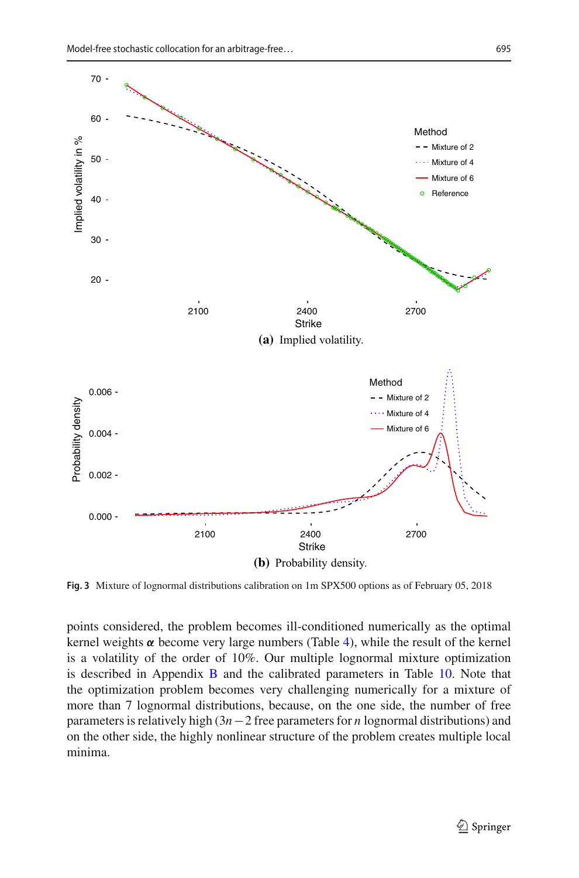(a) Implied volatility.

(b) Probability density.

**Fig. 3** Mixture of lognormal distributions calibration on 1m SPX500 options as of February 05, 2018

points considered, the problem becomes ill-conditioned numerically as the optimal kernel weights $\boldsymbol{\alpha}$ become very large numbers (Table 4), while the result of the kernel is a volatility of the order of 10%. Our multiple lognormal mixture optimization is described in Appendix B and the calibrated parameters in Table 10. Note that the optimization problem becomes very challenging numerically for a mixture of more than 7 lognormal distributions, because, on the one side, the number of free parameters is relatively high ($3n-2$ free parameters for $n$ lognormal distributions) and on the other side, the highly nonlinear structure of the problem creates multiple local minima.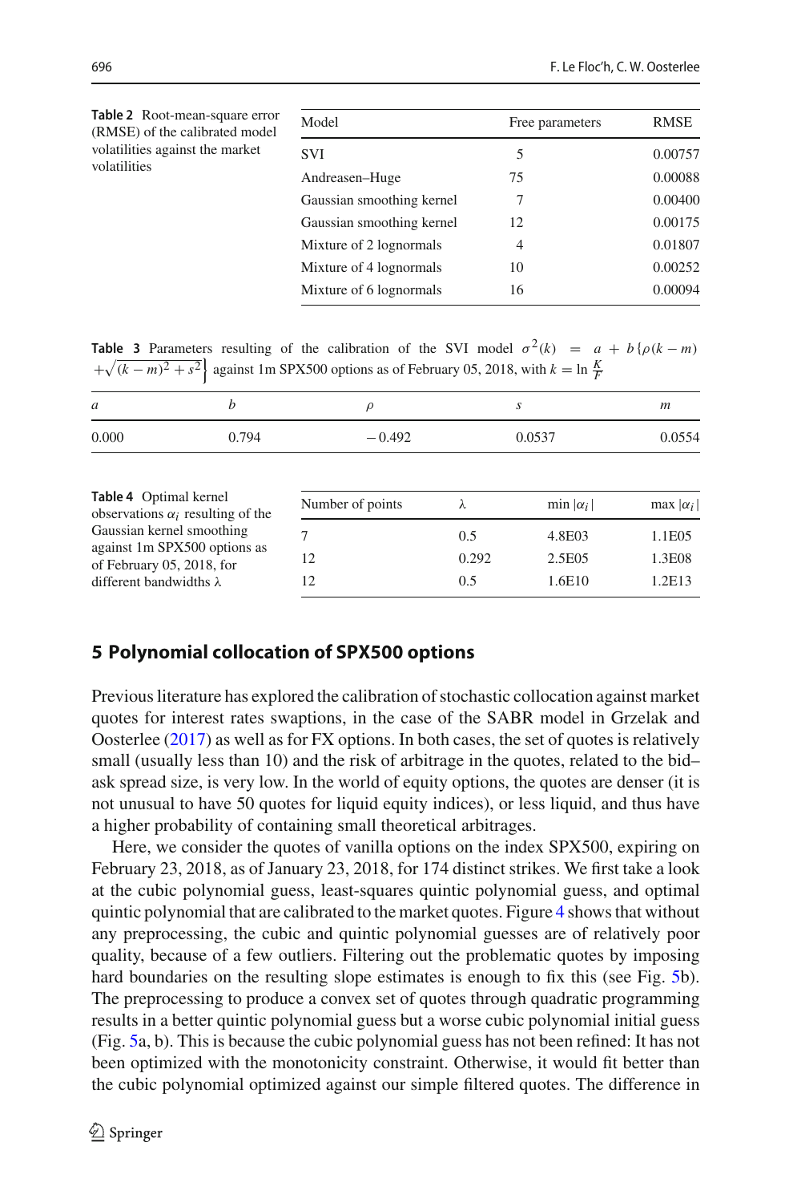**Table 2** Root-mean-square error (RMSE) of the calibrated model volatilities against the market volatilities

| Model | Free parameters | RMSE |
|---|---|---|
| SVI | 5 | 0.00757 |
| Andreasen–Huge | 75 | 0.00088 |
| Gaussian smoothing kernel | 7 | 0.00400 |
| Gaussian smoothing kernel | 12 | 0.00175 |
| Mixture of 2 lognormals | 4 | 0.01807 |
| Mixture of 4 lognormals | 10 | 0.00252 |
| Mixture of 6 lognormals | 16 | 0.00094 |

**Table 3** Parameters resulting of the calibration of the SVI model $\sigma^2(k) = a + b\left\{\rho(k-m) + \sqrt{(k-m)^2 + s^2}\right\}$ against 1m SPX500 options as of February 05, 2018, with $k = \ln \frac{K}{F}$

| $a$ | $b$ | $\rho$ | $s$ | $m$ |
|---|---|---|---|---|
| 0.000 | 0.794 | −0.492 | 0.0537 | 0.0554 |

**Table 4** Optimal kernel observations $\alpha_i$ resulting of the Gaussian kernel smoothing against 1m SPX500 options as of February 05, 2018, for different bandwidths $\lambda$

| Number of points | $\lambda$ | min $\lvert\alpha_i\rvert$ | max $\lvert\alpha_i\rvert$ |
|---|---|---|---|
| 7 | 0.5 | 4.8E03 | 1.1E05 |
| 12 | 0.292 | 2.5E05 | 1.3E08 |
| 12 | 0.5 | 1.6E10 | 1.2E13 |

## 5 Polynomial collocation of SPX500 options

Previous literature has explored the calibration of stochastic collocation against market quotes for interest rates swaptions, in the case of the SABR model in Grzelak and Oosterlee (2017) as well as for FX options. In both cases, the set of quotes is relatively small (usually less than 10) and the risk of arbitrage in the quotes, related to the bid–ask spread size, is very low. In the world of equity options, the quotes are denser (it is not unusual to have 50 quotes for liquid equity indices), or less liquid, and thus have a higher probability of containing small theoretical arbitrages.

Here, we consider the quotes of vanilla options on the index SPX500, expiring on February 23, 2018, as of January 23, 2018, for 174 distinct strikes. We first take a look at the cubic polynomial guess, least-squares quintic polynomial guess, and optimal quintic polynomial that are calibrated to the market quotes. Figure 4 shows that without any preprocessing, the cubic and quintic polynomial guesses are of relatively poor quality, because of a few outliers. Filtering out the problematic quotes by imposing hard boundaries on the resulting slope estimates is enough to fix this (see Fig. 5b). The preprocessing to produce a convex set of quotes through quadratic programming results in a better quintic polynomial guess but a worse cubic polynomial initial guess (Fig. 5a, b). This is because the cubic polynomial guess has not been refined: It has not been optimized with the monotonicity constraint. Otherwise, it would fit better than the cubic polynomial optimized against our simple filtered quotes. The difference in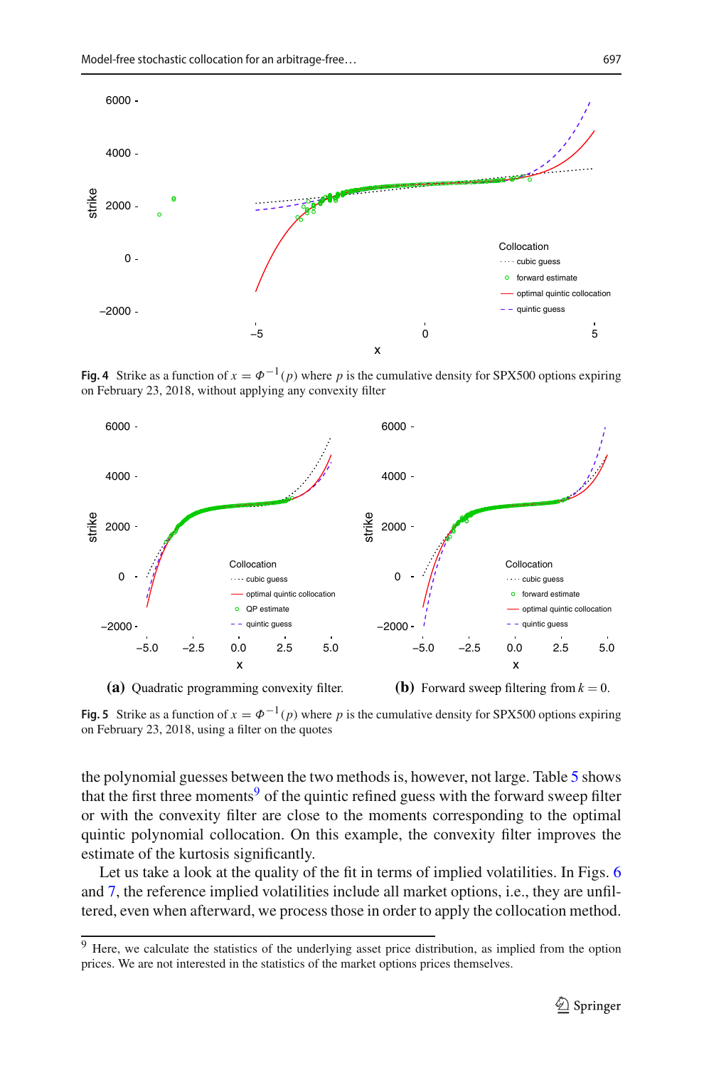**Fig. 4** Strike as a function of $x = \Phi^{-1}(p)$ where $p$ is the cumulative density for SPX500 options expiring on February 23, 2018, without applying any convexity filter

**(a)** Quadratic programming convexity filter. **(b)** Forward sweep filtering from $k = 0$.

**Fig. 5** Strike as a function of $x = \Phi^{-1}(p)$ where $p$ is the cumulative density for SPX500 options expiring on February 23, 2018, using a filter on the quotes

the polynomial guesses between the two methods is, however, not large. Table 5 shows that the first three moments[9] of the quintic refined guess with the forward sweep filter or with the convexity filter are close to the moments corresponding to the optimal quintic polynomial collocation. On this example, the convexity filter improves the estimate of the kurtosis significantly.

Let us take a look at the quality of the fit in terms of implied volatilities. In Figs. 6 and 7, the reference implied volatilities include all market options, i.e., they are unfiltered, even when afterward, we process those in order to apply the collocation method.

[9] Here, we calculate the statistics of the underlying asset price distribution, as implied from the option prices. We are not interested in the statistics of the market options prices themselves.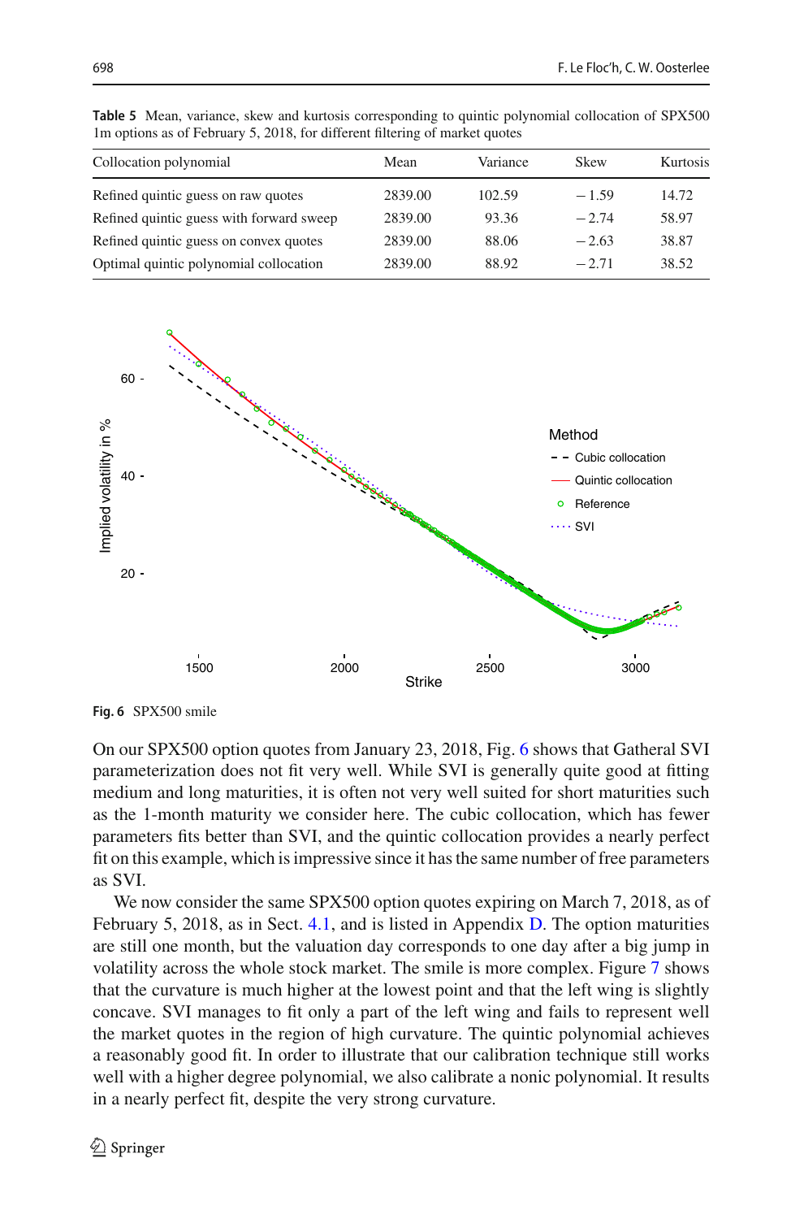**Table 5** Mean, variance, skew and kurtosis corresponding to quintic polynomial collocation of SPX500 1m options as of February 5, 2018, for different filtering of market quotes

| Collocation polynomial | Mean | Variance | Skew | Kurtosis |
|---|---|---|---|---|
| Refined quintic guess on raw quotes | 2839.00 | 102.59 | − 1.59 | 14.72 |
| Refined quintic guess with forward sweep | 2839.00 | 93.36 | − 2.74 | 58.97 |
| Refined quintic guess on convex quotes | 2839.00 | 88.06 | − 2.63 | 38.87 |
| Optimal quintic polynomial collocation | 2839.00 | 88.92 | − 2.71 | 38.52 |

**Fig. 6** SPX500 smile

On our SPX500 option quotes from January 23, 2018, Fig. 6 shows that Gatheral SVI parameterization does not fit very well. While SVI is generally quite good at fitting medium and long maturities, it is often not very well suited for short maturities such as the 1-month maturity we consider here. The cubic collocation, which has fewer parameters fits better than SVI, and the quintic collocation provides a nearly perfect fit on this example, which is impressive since it has the same number of free parameters as SVI.

We now consider the same SPX500 option quotes expiring on March 7, 2018, as of February 5, 2018, as in Sect. 4.1, and is listed in Appendix D. The option maturities are still one month, but the valuation day corresponds to one day after a big jump in volatility across the whole stock market. The smile is more complex. Figure 7 shows that the curvature is much higher at the lowest point and that the left wing is slightly concave. SVI manages to fit only a part of the left wing and fails to represent well the market quotes in the region of high curvature. The quintic polynomial achieves a reasonably good fit. In order to illustrate that our calibration technique still works well with a higher degree polynomial, we also calibrate a nonic polynomial. It results in a nearly perfect fit, despite the very strong curvature.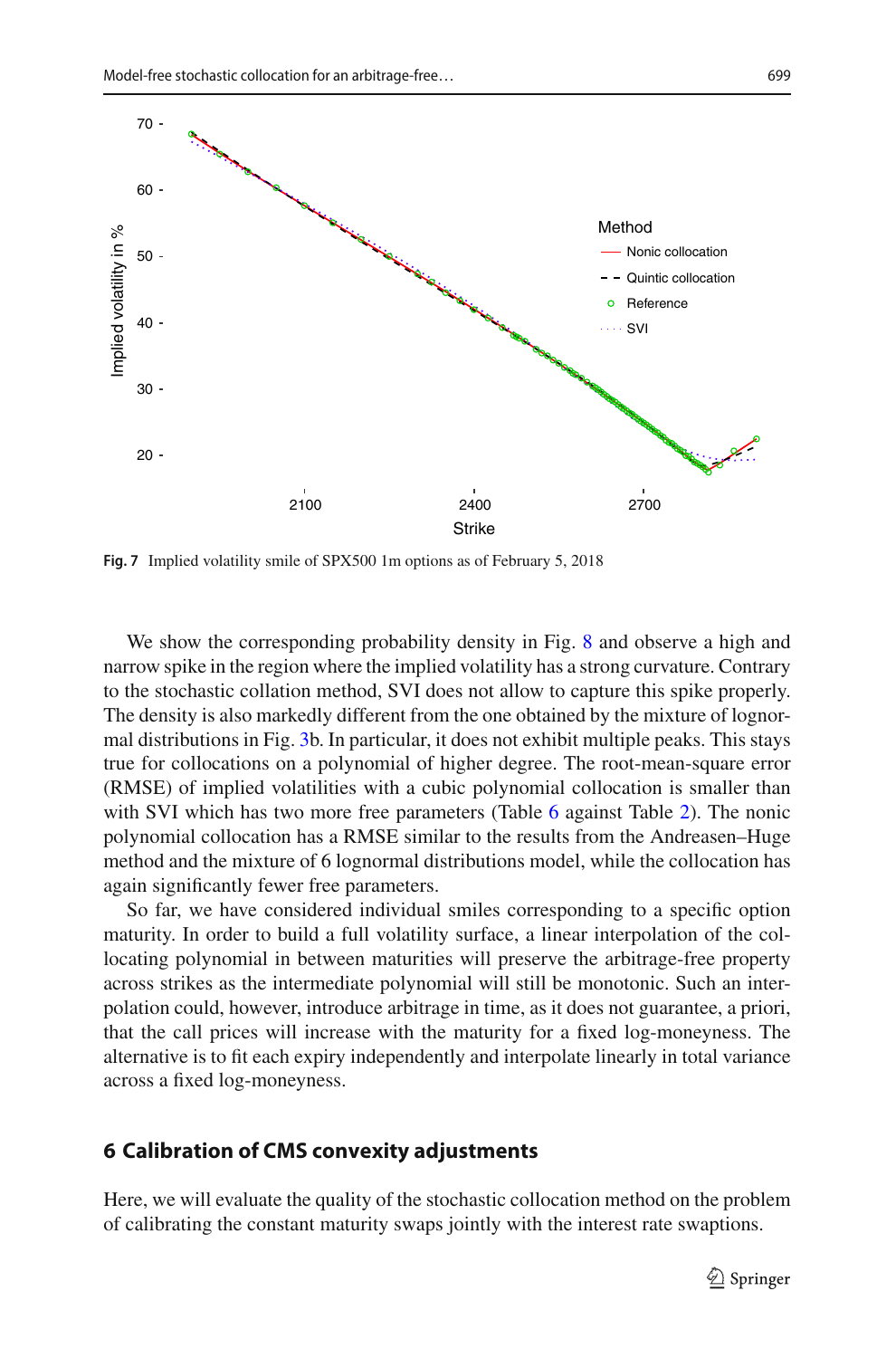Fig. 7 Implied volatility smile of SPX500 1m options as of February 5, 2018

We show the corresponding probability density in Fig. 8 and observe a high and narrow spike in the region where the implied volatility has a strong curvature. Contrary to the stochastic collation method, SVI does not allow to capture this spike properly. The density is also markedly different from the one obtained by the mixture of lognormal distributions in Fig. 3b. In particular, it does not exhibit multiple peaks. This stays true for collocations on a polynomial of higher degree. The root-mean-square error (RMSE) of implied volatilities with a cubic polynomial collocation is smaller than with SVI which has two more free parameters (Table 6 against Table 2). The nonic polynomial collocation has a RMSE similar to the results from the Andreasen–Huge method and the mixture of 6 lognormal distributions model, while the collocation has again significantly fewer free parameters.

So far, we have considered individual smiles corresponding to a specific option maturity. In order to build a full volatility surface, a linear interpolation of the collocating polynomial in between maturities will preserve the arbitrage-free property across strikes as the intermediate polynomial will still be monotonic. Such an interpolation could, however, introduce arbitrage in time, as it does not guarantee, a priori, that the call prices will increase with the maturity for a fixed log-moneyness. The alternative is to fit each expiry independently and interpolate linearly in total variance across a fixed log-moneyness.

## 6 Calibration of CMS convexity adjustments

Here, we will evaluate the quality of the stochastic collocation method on the problem of calibrating the constant maturity swaps jointly with the interest rate swaptions.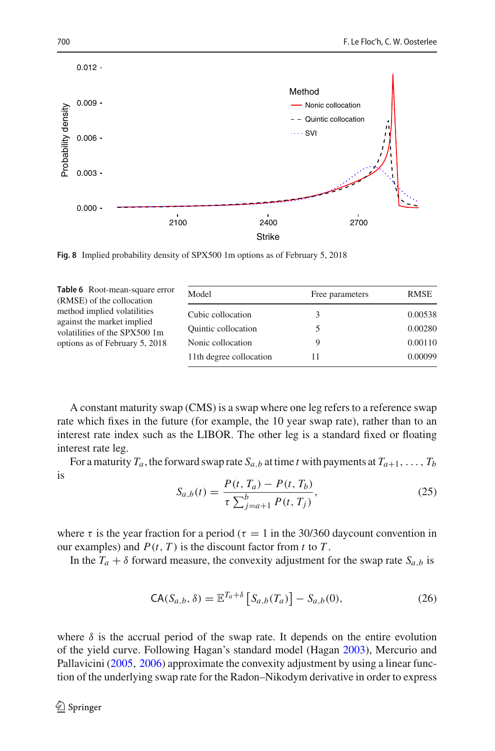**Fig. 8** Implied probability density of SPX500 1m options as of February 5, 2018

**Table 6** Root-mean-square error (RMSE) of the collocation method implied volatilities against the market implied volatilities of the SPX500 1m options as of February 5, 2018

| Model | Free parameters | RMSE |
|---|---|---|
| Cubic collocation | 3 | 0.00538 |
| Quintic collocation | 5 | 0.00280 |
| Nonic collocation | 9 | 0.00110 |
| 11th degree collocation | 11 | 0.00099 |

A constant maturity swap (CMS) is a swap where one leg refers to a reference swap rate which fixes in the future (for example, the 10 year swap rate), rather than to an interest rate index such as the LIBOR. The other leg is a standard fixed or floating interest rate leg.

For a maturity $T_a$, the forward swap rate $S_{a,b}$ at time $t$ with payments at $T_{a+1}, \ldots, T_b$ is

$$S_{a,b}(t) = \frac{P(t, T_a) - P(t, T_b)}{\tau \sum_{j=a+1}^{b} P(t, T_j)}, \tag{25}$$

where $\tau$ is the year fraction for a period ($\tau = 1$ in the 30/360 daycount convention in our examples) and $P(t, T)$ is the discount factor from $t$ to $T$.

In the $T_a + \delta$ forward measure, the convexity adjustment for the swap rate $S_{a,b}$ is

$$\mathsf{CA}(S_{a,b}, \delta) = \mathbb{E}^{T_a+\delta}\left[S_{a,b}(T_a)\right] - S_{a,b}(0), \tag{26}$$

where $\delta$ is the accrual period of the swap rate. It depends on the entire evolution of the yield curve. Following Hagan's standard model (Hagan 2003), Mercurio and Pallavicini (2005, 2006) approximate the convexity adjustment by using a linear function of the underlying swap rate for the Radon–Nikodym derivative in order to express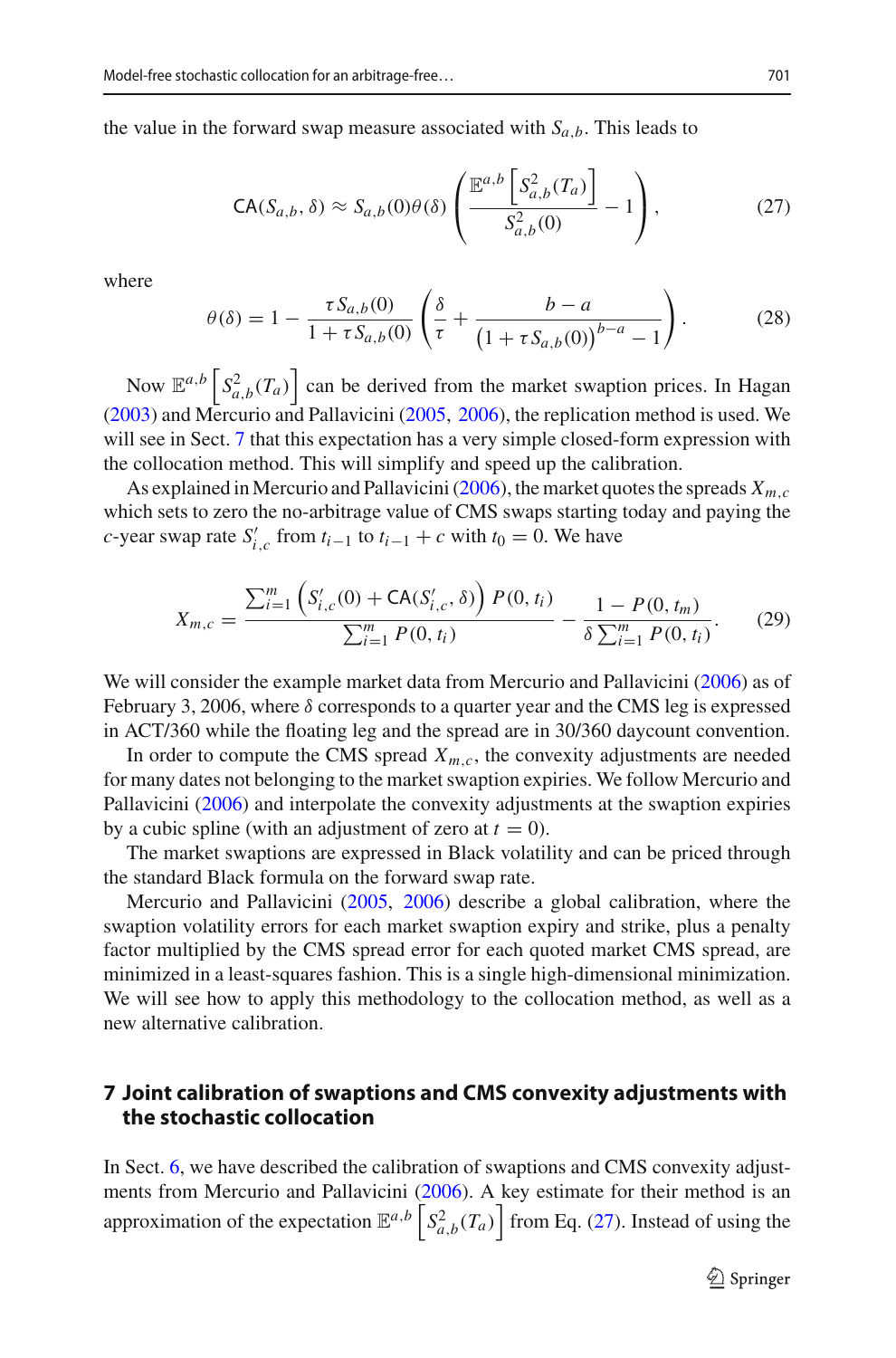the value in the forward swap measure associated with $S_{a,b}$. This leads to

$$\mathsf{CA}(S_{a,b}, \delta) \approx S_{a,b}(0)\theta(\delta) \left( \frac{\mathbb{E}^{a,b}\left[S_{a,b}^2(T_a)\right]}{S_{a,b}^2(0)} - 1 \right), \tag{27}$$

where

$$\theta(\delta) = 1 - \frac{\tau S_{a,b}(0)}{1 + \tau S_{a,b}(0)} \left( \frac{\delta}{\tau} + \frac{b-a}{\left(1 + \tau S_{a,b}(0)\right)^{b-a} - 1} \right). \tag{28}$$

Now $\mathbb{E}^{a,b}\left[S_{a,b}^2(T_a)\right]$ can be derived from the market swaption prices. In Hagan (2003) and Mercurio and Pallavicini (2005, 2006), the replication method is used. We will see in Sect. 7 that this expectation has a very simple closed-form expression with the collocation method. This will simplify and speed up the calibration.

As explained in Mercurio and Pallavicini (2006), the market quotes the spreads $X_{m,c}$ which sets to zero the no-arbitrage value of CMS swaps starting today and paying the $c$-year swap rate $S'_{i,c}$ from $t_{i-1}$ to $t_{i-1} + c$ with $t_0 = 0$. We have

$$X_{m,c} = \frac{\sum_{i=1}^{m} \left( S'_{i,c}(0) + \mathsf{CA}(S'_{i,c}, \delta) \right) P(0, t_i)}{\sum_{i=1}^{m} P(0, t_i)} - \frac{1 - P(0, t_m)}{\delta \sum_{i=1}^{m} P(0, t_i)}. \tag{29}$$

We will consider the example market data from Mercurio and Pallavicini (2006) as of February 3, 2006, where $\delta$ corresponds to a quarter year and the CMS leg is expressed in ACT/360 while the floating leg and the spread are in 30/360 daycount convention.

In order to compute the CMS spread $X_{m,c}$, the convexity adjustments are needed for many dates not belonging to the market swaption expiries. We follow Mercurio and Pallavicini (2006) and interpolate the convexity adjustments at the swaption expiries by a cubic spline (with an adjustment of zero at $t = 0$).

The market swaptions are expressed in Black volatility and can be priced through the standard Black formula on the forward swap rate.

Mercurio and Pallavicini (2005, 2006) describe a global calibration, where the swaption volatility errors for each market swaption expiry and strike, plus a penalty factor multiplied by the CMS spread error for each quoted market CMS spread, are minimized in a least-squares fashion. This is a single high-dimensional minimization. We will see how to apply this methodology to the collocation method, as well as a new alternative calibration.

## 7 Joint calibration of swaptions and CMS convexity adjustments with the stochastic collocation

In Sect. 6, we have described the calibration of swaptions and CMS convexity adjustments from Mercurio and Pallavicini (2006). A key estimate for their method is an approximation of the expectation $\mathbb{E}^{a,b}\left[S_{a,b}^2(T_a)\right]$ from Eq. (27). Instead of using the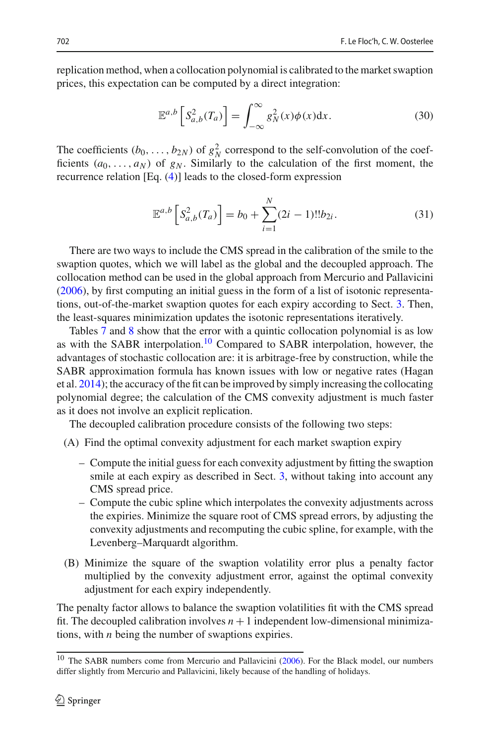replication method, when a collocation polynomial is calibrated to the market swaption prices, this expectation can be computed by a direct integration:

$$\mathbb{E}^{a,b}\left[S_{a,b}^2(T_a)\right] = \int_{-\infty}^{\infty} g_N^2(x)\phi(x)\mathrm{d}x. \tag{30}$$

The coefficients $(b_0, \ldots, b_{2N})$ of $g_N^2$ correspond to the self-convolution of the coefficients $(a_0, \ldots, a_N)$ of $g_N$. Similarly to the calculation of the first moment, the recurrence relation [Eq. (4)] leads to the closed-form expression

$$\mathbb{E}^{a,b}\left[S_{a,b}^2(T_a)\right] = b_0 + \sum_{i=1}^{N}(2i-1)!!b_{2i}. \tag{31}$$

There are two ways to include the CMS spread in the calibration of the smile to the swaption quotes, which we will label as the global and the decoupled approach. The collocation method can be used in the global approach from Mercurio and Pallavicini (2006), by first computing an initial guess in the form of a list of isotonic representations, out-of-the-market swaption quotes for each expiry according to Sect. 3. Then, the least-squares minimization updates the isotonic representations iteratively.

Tables 7 and 8 show that the error with a quintic collocation polynomial is as low as with the SABR interpolation.[10] Compared to SABR interpolation, however, the advantages of stochastic collocation are: it is arbitrage-free by construction, while the SABR approximation formula has known issues with low or negative rates (Hagan et al. 2014); the accuracy of the fit can be improved by simply increasing the collocating polynomial degree; the calculation of the CMS convexity adjustment is much faster as it does not involve an explicit replication.

The decoupled calibration procedure consists of the following two steps:

(A) Find the optimal convexity adjustment for each market swaption expiry

- Compute the initial guess for each convexity adjustment by fitting the swaption smile at each expiry as described in Sect. 3, without taking into account any CMS spread price.
- Compute the cubic spline which interpolates the convexity adjustments across the expiries. Minimize the square root of CMS spread errors, by adjusting the convexity adjustments and recomputing the cubic spline, for example, with the Levenberg–Marquardt algorithm.

(B) Minimize the square of the swaption volatility error plus a penalty factor multiplied by the convexity adjustment error, against the optimal convexity adjustment for each expiry independently.

The penalty factor allows to balance the swaption volatilities fit with the CMS spread fit. The decoupled calibration involves $n+1$ independent low-dimensional minimizations, with $n$ being the number of swaptions expiries.

[10] The SABR numbers come from Mercurio and Pallavicini (2006). For the Black model, our numbers differ slightly from Mercurio and Pallavicini, likely because of the handling of holidays.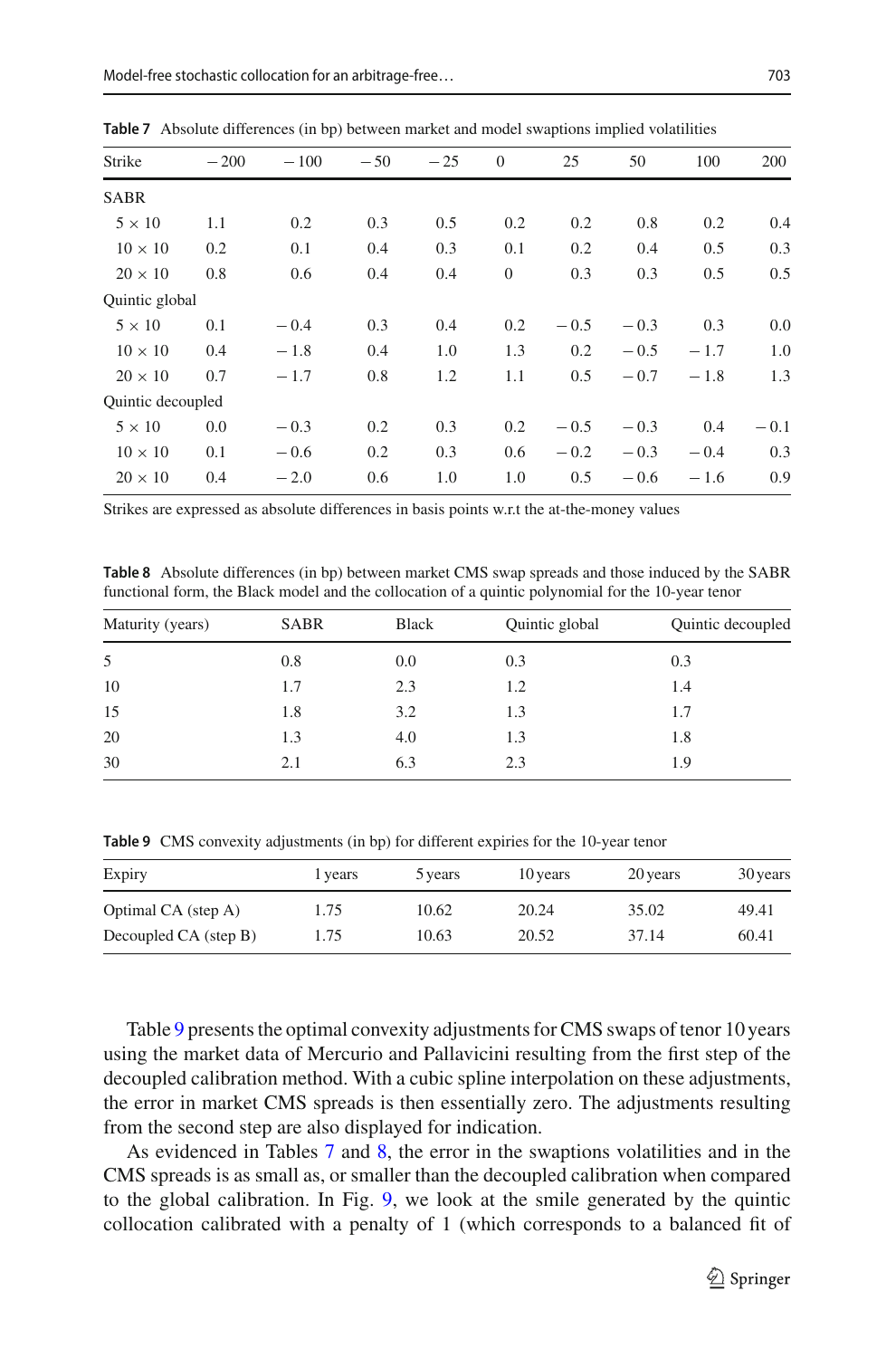**Table 7** Absolute differences (in bp) between market and model swaptions implied volatilities

| Strike | −200 | −100 | −50 | −25 | 0 | 25 | 50 | 100 | 200 |
|---|---|---|---|---|---|---|---|---|---|
| SABR | | | | | | | | | |
| 5 × 10 | 1.1 | 0.2 | 0.3 | 0.5 | 0.2 | 0.2 | 0.8 | 0.2 | 0.4 |
| 10 × 10 | 0.2 | 0.1 | 0.4 | 0.3 | 0.1 | 0.2 | 0.4 | 0.5 | 0.3 |
| 20 × 10 | 0.8 | 0.6 | 0.4 | 0.4 | 0 | 0.3 | 0.3 | 0.5 | 0.5 |
| Quintic global | | | | | | | | | |
| 5 × 10 | 0.1 | −0.4 | 0.3 | 0.4 | 0.2 | −0.5 | −0.3 | 0.3 | 0.0 |
| 10 × 10 | 0.4 | −1.8 | 0.4 | 1.0 | 1.3 | 0.2 | −0.5 | −1.7 | 1.0 |
| 20 × 10 | 0.7 | −1.7 | 0.8 | 1.2 | 1.1 | 0.5 | −0.7 | −1.8 | 1.3 |
| Quintic decoupled | | | | | | | | | |
| 5 × 10 | 0.0 | −0.3 | 0.2 | 0.3 | 0.2 | −0.5 | −0.3 | 0.4 | −0.1 |
| 10 × 10 | 0.1 | −0.6 | 0.2 | 0.3 | 0.6 | −0.2 | −0.3 | −0.4 | 0.3 |
| 20 × 10 | 0.4 | −2.0 | 0.6 | 1.0 | 1.0 | 0.5 | −0.6 | −1.6 | 0.9 |

Strikes are expressed as absolute differences in basis points w.r.t the at-the-money values

**Table 8** Absolute differences (in bp) between market CMS swap spreads and those induced by the SABR functional form, the Black model and the collocation of a quintic polynomial for the 10-year tenor

| Maturity (years) | SABR | Black | Quintic global | Quintic decoupled |
|---|---|---|---|---|
| 5 | 0.8 | 0.0 | 0.3 | 0.3 |
| 10 | 1.7 | 2.3 | 1.2 | 1.4 |
| 15 | 1.8 | 3.2 | 1.3 | 1.7 |
| 20 | 1.3 | 4.0 | 1.3 | 1.8 |
| 30 | 2.1 | 6.3 | 2.3 | 1.9 |

**Table 9** CMS convexity adjustments (in bp) for different expiries for the 10-year tenor

| Expiry | 1 years | 5 years | 10 years | 20 years | 30 years |
|---|---|---|---|---|---|
| Optimal CA (step A) | 1.75 | 10.62 | 20.24 | 35.02 | 49.41 |
| Decoupled CA (step B) | 1.75 | 10.63 | 20.52 | 37.14 | 60.41 |

Table 9 presents the optimal convexity adjustments for CMS swaps of tenor 10 years using the market data of Mercurio and Pallavicini resulting from the first step of the decoupled calibration method. With a cubic spline interpolation on these adjustments, the error in market CMS spreads is then essentially zero. The adjustments resulting from the second step are also displayed for indication.

As evidenced in Tables 7 and 8, the error in the swaptions volatilities and in the CMS spreads is as small as, or smaller than the decoupled calibration when compared to the global calibration. In Fig. 9, we look at the smile generated by the quintic collocation calibrated with a penalty of 1 (which corresponds to a balanced fit of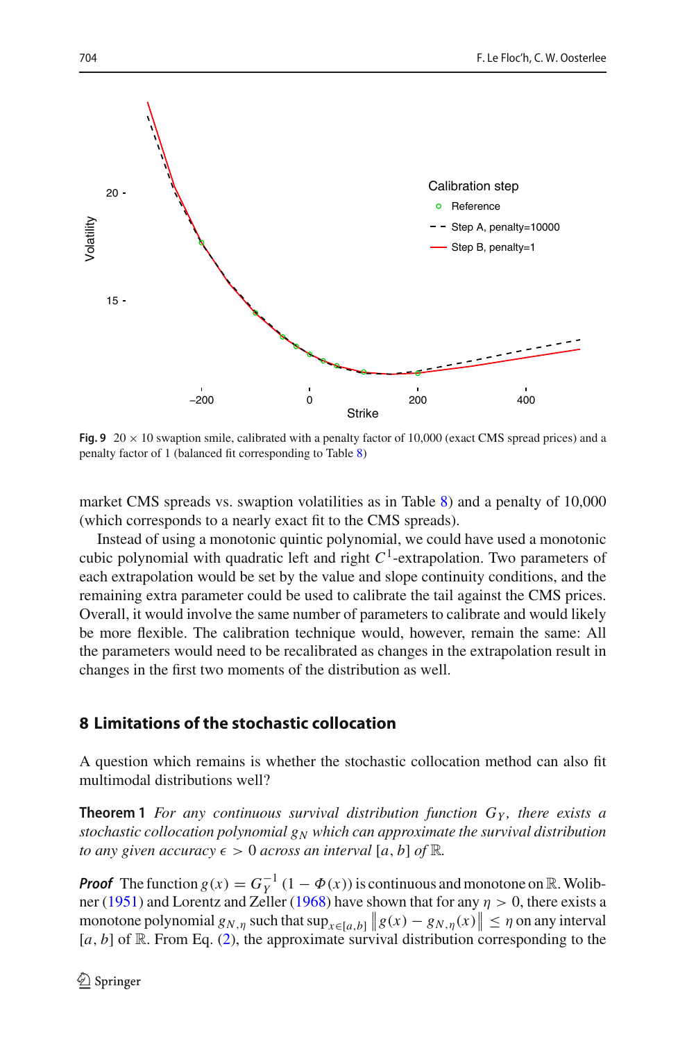**Fig. 9** $20 \times 10$ swaption smile, calibrated with a penalty factor of 10,000 (exact CMS spread prices) and a penalty factor of 1 (balanced fit corresponding to Table 8)

market CMS spreads vs. swaption volatilities as in Table 8) and a penalty of 10,000 (which corresponds to a nearly exact fit to the CMS spreads).

Instead of using a monotonic quintic polynomial, we could have used a monotonic cubic polynomial with quadratic left and right $C^1$-extrapolation. Two parameters of each extrapolation would be set by the value and slope continuity conditions, and the remaining extra parameter could be used to calibrate the tail against the CMS prices. Overall, it would involve the same number of parameters to calibrate and would likely be more flexible. The calibration technique would, however, remain the same: All the parameters would need to be recalibrated as changes in the extrapolation result in changes in the first two moments of the distribution as well.

## 8 Limitations of the stochastic collocation

A question which remains is whether the stochastic collocation method can also fit multimodal distributions well?

**Theorem 1** *For any continuous survival distribution function $G_Y$, there exists a stochastic collocation polynomial $g_N$ which can approximate the survival distribution to any given accuracy $\epsilon > 0$ across an interval $[a, b]$ of $\mathbb{R}$.*

***Proof*** The function $g(x) = G_Y^{-1}(1 - \Phi(x))$ is continuous and monotone on $\mathbb{R}$. Wolibner (1951) and Lorentz and Zeller (1968) have shown that for any $\eta > 0$, there exists a monotone polynomial $g_{N,\eta}$ such that $\sup_{x \in [a,b]} \left\| g(x) - g_{N,\eta}(x) \right\| \leq \eta$ on any interval $[a, b]$ of $\mathbb{R}$. From Eq. (2), the approximate survival distribution corresponding to the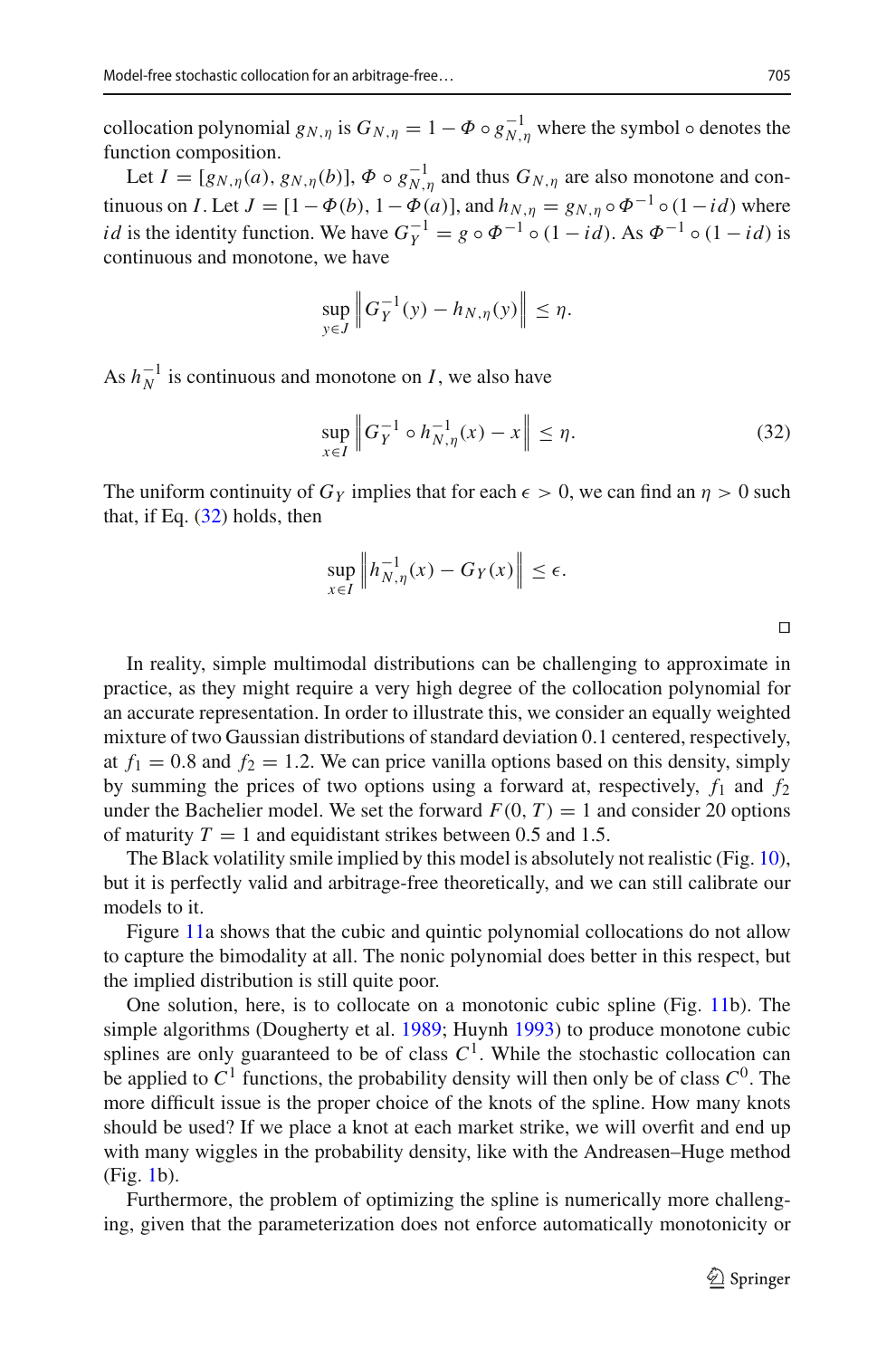collocation polynomial $g_{N,\eta}$ is $G_{N,\eta} = 1 - \Phi \circ g_{N,\eta}^{-1}$ where the symbol $\circ$ denotes the function composition.

Let $I = [g_{N,\eta}(a), g_{N,\eta}(b)]$, $\Phi \circ g_{N,\eta}^{-1}$ and thus $G_{N,\eta}$ are also monotone and continuous on $I$. Let $J = [1 - \Phi(b), 1 - \Phi(a)]$, and $h_{N,\eta} = g_{N,\eta} \circ \Phi^{-1} \circ (1 - id)$ where $id$ is the identity function. We have $G_Y^{-1} = g \circ \Phi^{-1} \circ (1 - id)$. As $\Phi^{-1} \circ (1 - id)$ is continuous and monotone, we have

$$\sup_{y \in J} \left\| G_Y^{-1}(y) - h_{N,\eta}(y) \right\| \leq \eta.$$

As $h_N^{-1}$ is continuous and monotone on $I$, we also have

$$\sup_{x \in I} \left\| G_Y^{-1} \circ h_{N,\eta}^{-1}(x) - x \right\| \leq \eta. \tag{32}$$

The uniform continuity of $G_Y$ implies that for each $\epsilon > 0$, we can find an $\eta > 0$ such that, if Eq. (32) holds, then

$$\sup_{x \in I} \left\| h_{N,\eta}^{-1}(x) - G_Y(x) \right\| \leq \epsilon.$$

□

In reality, simple multimodal distributions can be challenging to approximate in practice, as they might require a very high degree of the collocation polynomial for an accurate representation. In order to illustrate this, we consider an equally weighted mixture of two Gaussian distributions of standard deviation 0.1 centered, respectively, at $f_1 = 0.8$ and $f_2 = 1.2$. We can price vanilla options based on this density, simply by summing the prices of two options using a forward at, respectively, $f_1$ and $f_2$ under the Bachelier model. We set the forward $F(0, T) = 1$ and consider 20 options of maturity $T = 1$ and equidistant strikes between 0.5 and 1.5.

The Black volatility smile implied by this model is absolutely not realistic (Fig. 10), but it is perfectly valid and arbitrage-free theoretically, and we can still calibrate our models to it.

Figure 11a shows that the cubic and quintic polynomial collocations do not allow to capture the bimodality at all. The nonic polynomial does better in this respect, but the implied distribution is still quite poor.

One solution, here, is to collocate on a monotonic cubic spline (Fig. 11b). The simple algorithms (Dougherty et al. 1989; Huynh 1993) to produce monotone cubic splines are only guaranteed to be of class $C^1$. While the stochastic collocation can be applied to $C^1$ functions, the probability density will then only be of class $C^0$. The more difficult issue is the proper choice of the knots of the spline. How many knots should be used? If we place a knot at each market strike, we will overfit and end up with many wiggles in the probability density, like with the Andreasen–Huge method (Fig. 1b).

Furthermore, the problem of optimizing the spline is numerically more challenging, given that the parameterization does not enforce automatically monotonicity or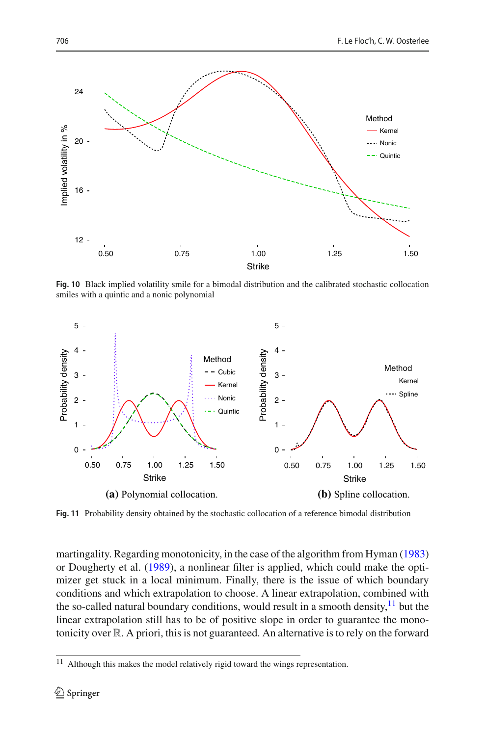**Fig. 10** Black implied volatility smile for a bimodal distribution and the calibrated stochastic collocation smiles with a quintic and a nonic polynomial

**(a)** Polynomial collocation. **(b)** Spline collocation.

**Fig. 11** Probability density obtained by the stochastic collocation of a reference bimodal distribution

martingality. Regarding monotonicity, in the case of the algorithm from Hyman (1983) or Dougherty et al. (1989), a nonlinear filter is applied, which could make the optimizer get stuck in a local minimum. Finally, there is the issue of which boundary conditions and which extrapolation to choose. A linear extrapolation, combined with the so-called natural boundary conditions, would result in a smooth density,[11] but the linear extrapolation still has to be of positive slope in order to guarantee the monotonicity over $\mathbb{R}$. A priori, this is not guaranteed. An alternative is to rely on the forward

[11] Although this makes the model relatively rigid toward the wings representation.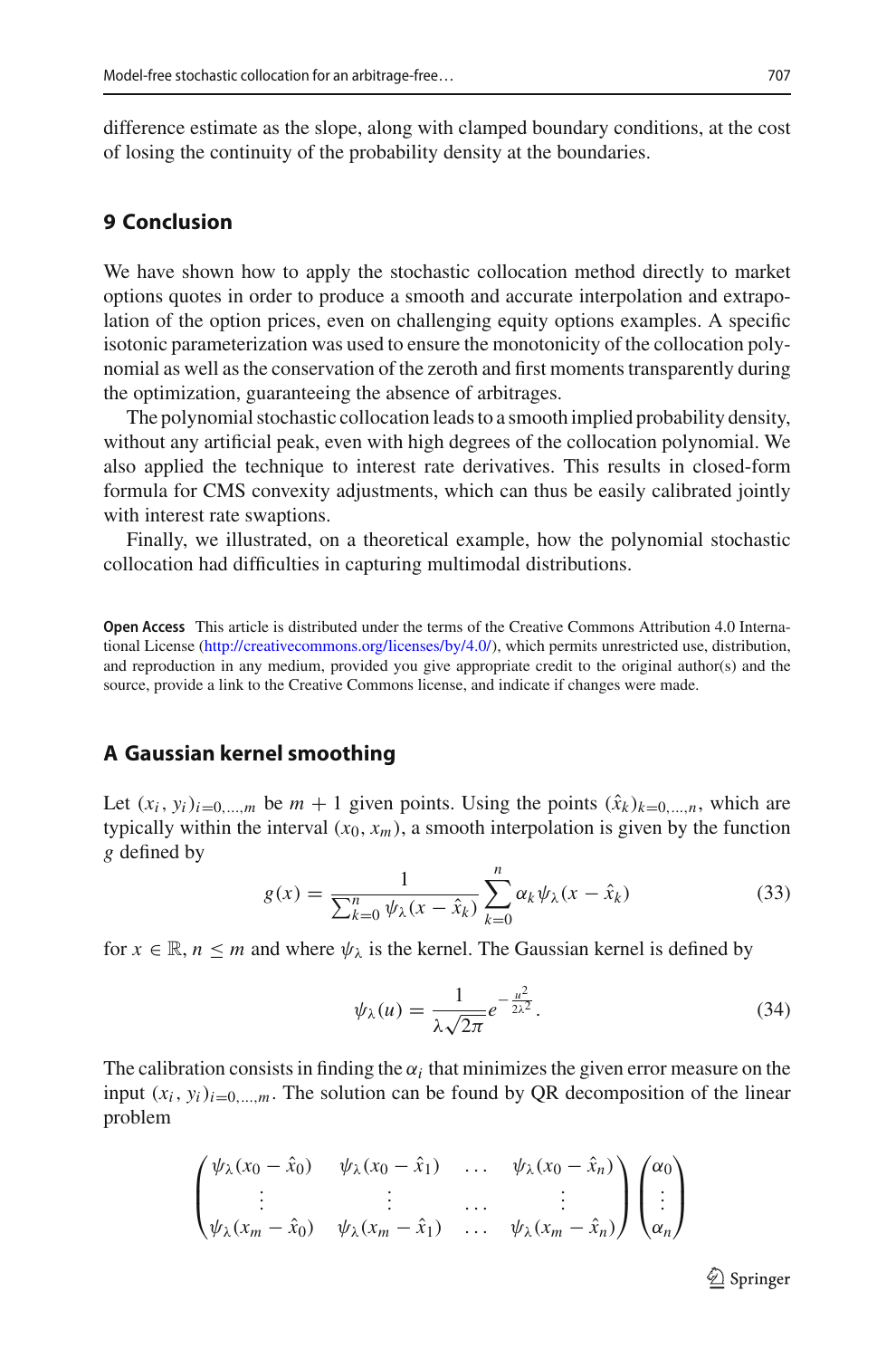difference estimate as the slope, along with clamped boundary conditions, at the cost of losing the continuity of the probability density at the boundaries.

## 9 Conclusion

We have shown how to apply the stochastic collocation method directly to market options quotes in order to produce a smooth and accurate interpolation and extrapolation of the option prices, even on challenging equity options examples. A specific isotonic parameterization was used to ensure the monotonicity of the collocation polynomial as well as the conservation of the zeroth and first moments transparently during the optimization, guaranteeing the absence of arbitrages.

The polynomial stochastic collocation leads to a smooth implied probability density, without any artificial peak, even with high degrees of the collocation polynomial. We also applied the technique to interest rate derivatives. This results in closed-form formula for CMS convexity adjustments, which can thus be easily calibrated jointly with interest rate swaptions.

Finally, we illustrated, on a theoretical example, how the polynomial stochastic collocation had difficulties in capturing multimodal distributions.

**Open Access** This article is distributed under the terms of the Creative Commons Attribution 4.0 International License (http://creativecommons.org/licenses/by/4.0/), which permits unrestricted use, distribution, and reproduction in any medium, provided you give appropriate credit to the original author(s) and the source, provide a link to the Creative Commons license, and indicate if changes were made.

## A Gaussian kernel smoothing

Let $(x_i, y_i)_{i=0,\ldots,m}$ be $m+1$ given points. Using the points $(\hat{x}_k)_{k=0,\ldots,n}$, which are typically within the interval $(x_0, x_m)$, a smooth interpolation is given by the function $g$ defined by

$$g(x) = \frac{1}{\sum_{k=0}^{n} \psi_\lambda(x - \hat{x}_k)} \sum_{k=0}^{n} \alpha_k \psi_\lambda(x - \hat{x}_k) \tag{33}$$

for $x \in \mathbb{R}$, $n \leq m$ and where $\psi_\lambda$ is the kernel. The Gaussian kernel is defined by

$$\psi_\lambda(u) = \frac{1}{\lambda\sqrt{2\pi}} e^{-\frac{u^2}{2\lambda^2}}. \tag{34}$$

The calibration consists in finding the $\alpha_i$ that minimizes the given error measure on the input $(x_i, y_i)_{i=0,\ldots,m}$. The solution can be found by QR decomposition of the linear problem

$$\begin{pmatrix} \psi_\lambda(x_0 - \hat{x}_0) & \psi_\lambda(x_0 - \hat{x}_1) & \ldots & \psi_\lambda(x_0 - \hat{x}_n) \\ \vdots & \vdots & \ldots & \vdots \\ \psi_\lambda(x_m - \hat{x}_0) & \psi_\lambda(x_m - \hat{x}_1) & \ldots & \psi_\lambda(x_m - \hat{x}_n) \end{pmatrix} \begin{pmatrix} \alpha_0 \\ \vdots \\ \alpha_n \end{pmatrix}$$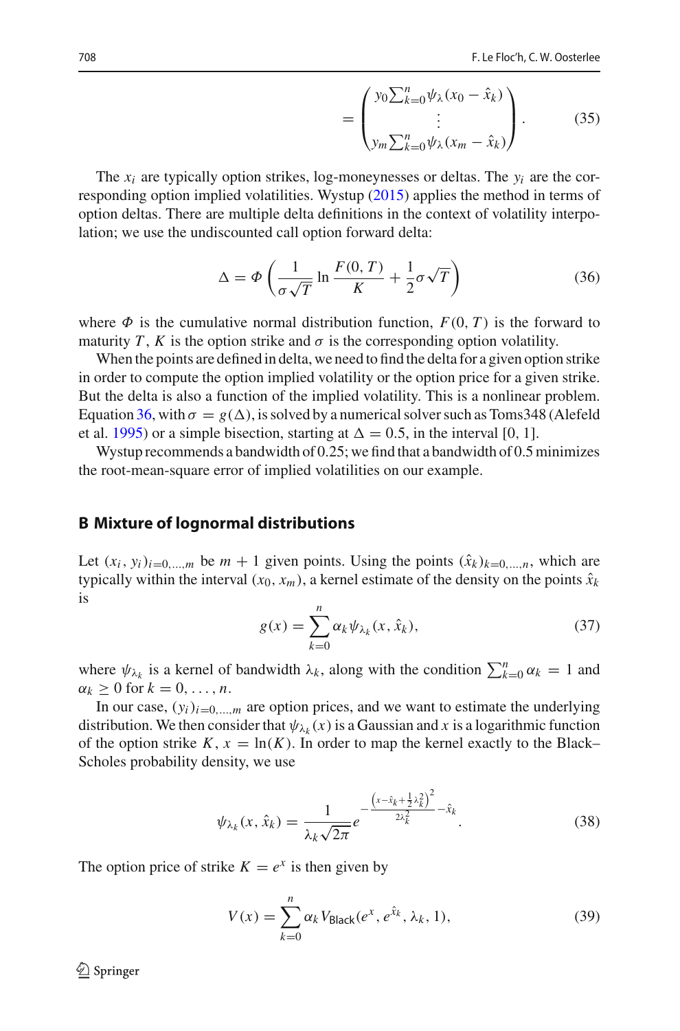$$= \begin{pmatrix} y_0 \sum_{k=0}^{n} \psi_\lambda(x_0 - \hat{x}_k) \\ \vdots \\ y_m \sum_{k=0}^{n} \psi_\lambda(x_m - \hat{x}_k) \end{pmatrix}. \tag{35}$$

The $x_i$ are typically option strikes, log-moneynesses or deltas. The $y_i$ are the corresponding option implied volatilities. Wystup (2015) applies the method in terms of option deltas. There are multiple delta definitions in the context of volatility interpolation; we use the undiscounted call option forward delta:

$$\Delta = \Phi\left(\frac{1}{\sigma\sqrt{T}} \ln \frac{F(0,T)}{K} + \frac{1}{2}\sigma\sqrt{T}\right) \tag{36}$$

where $\Phi$ is the cumulative normal distribution function, $F(0,T)$ is the forward to maturity $T$, $K$ is the option strike and $\sigma$ is the corresponding option volatility.

When the points are defined in delta, we need to find the delta for a given option strike in order to compute the option implied volatility or the option price for a given strike. But the delta is also a function of the implied volatility. This is a nonlinear problem. Equation 36, with $\sigma = g(\Delta)$, is solved by a numerical solver such as Toms348 (Alefeld et al. 1995) or a simple bisection, starting at $\Delta = 0.5$, in the interval $[0, 1]$.

Wystup recommends a bandwidth of 0.25; we find that a bandwidth of 0.5 minimizes the root-mean-square error of implied volatilities on our example.

## B Mixture of lognormal distributions

Let $(x_i, y_i)_{i=0,\ldots,m}$ be $m+1$ given points. Using the points $(\hat{x}_k)_{k=0,\ldots,n}$, which are typically within the interval $(x_0, x_m)$, a kernel estimate of the density on the points $\hat{x}_k$ is

$$g(x) = \sum_{k=0}^{n} \alpha_k \psi_{\lambda_k}(x, \hat{x}_k), \tag{37}$$

where $\psi_{\lambda_k}$ is a kernel of bandwidth $\lambda_k$, along with the condition $\sum_{k=0}^{n} \alpha_k = 1$ and $\alpha_k \geq 0$ for $k = 0, \ldots, n$.

In our case, $(y_i)_{i=0,\ldots,m}$ are option prices, and we want to estimate the underlying distribution. We then consider that $\psi_{\lambda_k}(x)$ is a Gaussian and $x$ is a logarithmic function of the option strike $K$, $x = \ln(K)$. In order to map the kernel exactly to the Black–Scholes probability density, we use

$$\psi_{\lambda_k}(x, \hat{x}_k) = \frac{1}{\lambda_k \sqrt{2\pi}} e^{-\frac{\left(x - \hat{x}_k + \frac{1}{2}\lambda_k^2\right)^2}{2\lambda_k^2} - \hat{x}_k}. \tag{38}$$

The option price of strike $K = e^x$ is then given by

$$V(x) = \sum_{k=0}^{n} \alpha_k V_{\mathsf{Black}}(e^x, e^{\hat{x}_k}, \lambda_k, 1), \tag{39}$$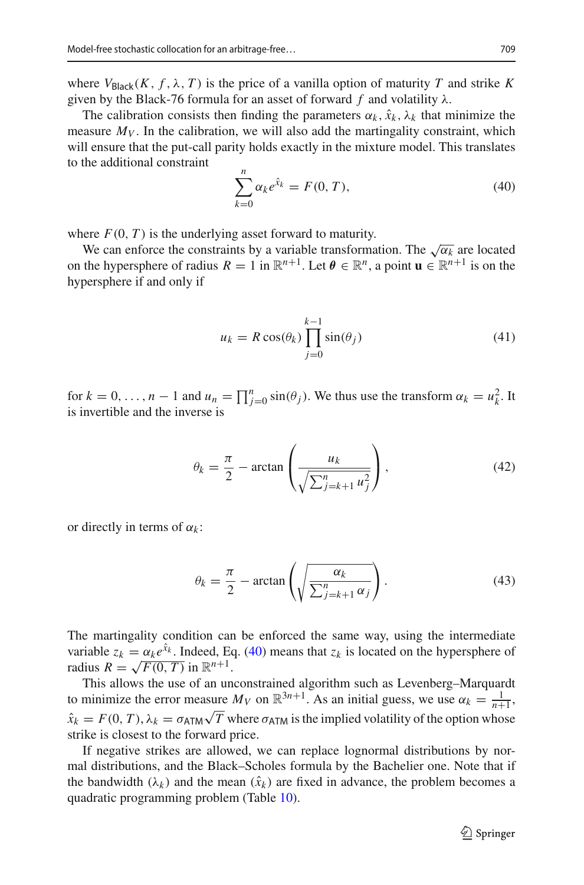where $V_{\mathsf{Black}}(K, f, \lambda, T)$ is the price of a vanilla option of maturity $T$ and strike $K$ given by the Black-76 formula for an asset of forward $f$ and volatility $\lambda$.

The calibration consists then finding the parameters $\alpha_k, \hat{x}_k, \lambda_k$ that minimize the measure $M_V$. In the calibration, we will also add the martingality constraint, which will ensure that the put-call parity holds exactly in the mixture model. This translates to the additional constraint

$$\sum_{k=0}^{n} \alpha_k e^{\hat{x}_k} = F(0, T), \tag{40}$$

where $F(0, T)$ is the underlying asset forward to maturity.

We can enforce the constraints by a variable transformation. The $\sqrt{\alpha_k}$ are located on the hypersphere of radius $R = 1$ in $\mathbb{R}^{n+1}$. Let $\boldsymbol{\theta} \in \mathbb{R}^n$, a point $\mathbf{u} \in \mathbb{R}^{n+1}$ is on the hypersphere if and only if

$$u_k = R\cos(\theta_k)\prod_{j=0}^{k-1}\sin(\theta_j) \tag{41}$$

for $k = 0, \ldots, n-1$ and $u_n = \prod_{j=0}^{n}\sin(\theta_j)$. We thus use the transform $\alpha_k = u_k^2$. It is invertible and the inverse is

$$\theta_k = \frac{\pi}{2} - \arctan\left(\frac{u_k}{\sqrt{\sum_{j=k+1}^{n} u_j^2}}\right), \tag{42}$$

or directly in terms of $\alpha_k$:

$$\theta_k = \frac{\pi}{2} - \arctan\left(\sqrt{\frac{\alpha_k}{\sum_{j=k+1}^{n} \alpha_j}}\right). \tag{43}$$

The martingality condition can be enforced the same way, using the intermediate variable $z_k = \alpha_k e^{\hat{x}_k}$. Indeed, Eq. (40) means that $z_k$ is located on the hypersphere of radius $R = \sqrt{F(0, T)}$ in $\mathbb{R}^{n+1}$.

This allows the use of an unconstrained algorithm such as Levenberg–Marquardt to minimize the error measure $M_V$ on $\mathbb{R}^{3n+1}$. As an initial guess, we use $\alpha_k = \frac{1}{n+1}$, $\hat{x}_k = F(0, T)$, $\lambda_k = \sigma_{\mathsf{ATM}}\sqrt{T}$ where $\sigma_{\mathsf{ATM}}$ is the implied volatility of the option whose strike is closest to the forward price.

If negative strikes are allowed, we can replace lognormal distributions by normal distributions, and the Black–Scholes formula by the Bachelier one. Note that if the bandwidth ($\lambda_k$) and the mean ($\hat{x}_k$) are fixed in advance, the problem becomes a quadratic programming problem (Table 10).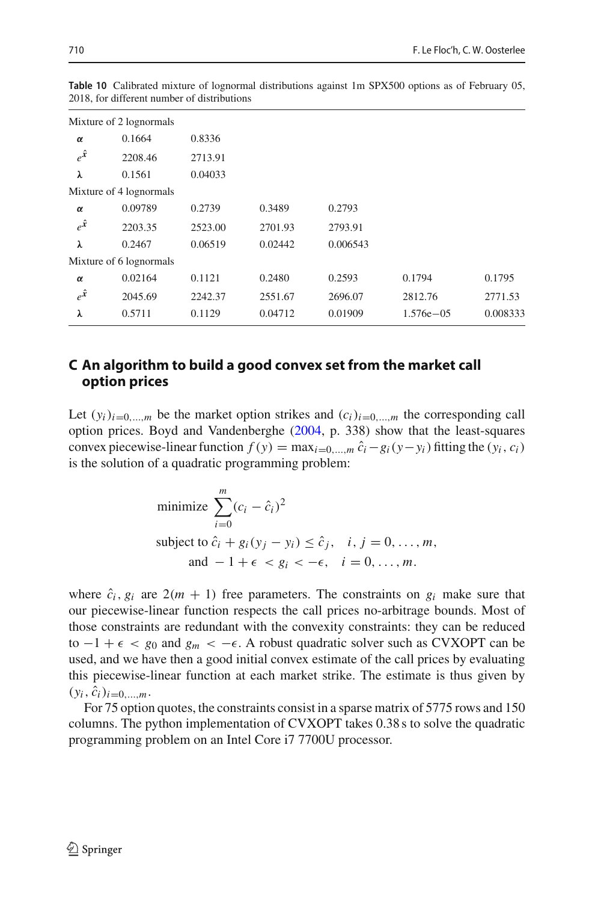**Table 10** Calibrated mixture of lognormal distributions against 1m SPX500 options as of February 05, 2018, for different number of distributions

| | | | | | | |
|---|---|---|---|---|---|---|
| Mixture of 2 lognormals | | | | | | |
| $\boldsymbol{\alpha}$ | 0.1664 | 0.8336 | | | | |
| $e^{\hat{\mathbf{x}}}$ | 2208.46 | 2713.91 | | | | |
| $\boldsymbol{\lambda}$ | 0.1561 | 0.04033 | | | | |
| Mixture of 4 lognormals | | | | | | |
| $\boldsymbol{\alpha}$ | 0.09789 | 0.2739 | 0.3489 | 0.2793 | | |
| $e^{\hat{\mathbf{x}}}$ | 2203.35 | 2523.00 | 2701.93 | 2793.91 | | |
| $\boldsymbol{\lambda}$ | 0.2467 | 0.06519 | 0.02442 | 0.006543 | | |
| Mixture of 6 lognormals | | | | | | |
| $\boldsymbol{\alpha}$ | 0.02164 | 0.1121 | 0.2480 | 0.2593 | 0.1794 | 0.1795 |
| $e^{\hat{\mathbf{x}}}$ | 2045.69 | 2242.37 | 2551.67 | 2696.07 | 2812.76 | 2771.53 |
| $\boldsymbol{\lambda}$ | 0.5711 | 0.1129 | 0.04712 | 0.01909 | 1.576e−05 | 0.008333 |

## C An algorithm to build a good convex set from the market call option prices

Let $(y_i)_{i=0,\dots,m}$ be the market option strikes and $(c_i)_{i=0,\dots,m}$ the corresponding call option prices. Boyd and Vandenberghe (2004, p. 338) show that the least-squares convex piecewise-linear function $f(y) = \max_{i=0,\dots,m} \hat{c}_i - g_i(y - y_i)$ fitting the $(y_i, c_i)$ is the solution of a quadratic programming problem:

$$
\begin{aligned}
&\text{minimize } \sum_{i=0}^{m} (c_i - \hat{c}_i)^2 \\
&\text{subject to } \hat{c}_i + g_i(y_j - y_i) \leq \hat{c}_j, \quad i, j = 0, \dots, m, \\
&\qquad \text{and } -1 + \epsilon < g_i < -\epsilon, \quad i = 0, \dots, m.
\end{aligned}
$$

where $\hat{c}_i, g_i$ are $2(m+1)$ free parameters. The constraints on $g_i$ make sure that our piecewise-linear function respects the call prices no-arbitrage bounds. Most of those constraints are redundant with the convexity constraints: they can be reduced to $-1 + \epsilon < g_0$ and $g_m < -\epsilon$. A robust quadratic solver such as CVXOPT can be used, and we have then a good initial convex estimate of the call prices by evaluating this piecewise-linear function at each market strike. The estimate is thus given by $(y_i, \hat{c}_i)_{i=0,\dots,m}$.

For 75 option quotes, the constraints consist in a sparse matrix of 5775 rows and 150 columns. The python implementation of CVXOPT takes 0.38 s to solve the quadratic programming problem on an Intel Core i7 7700U processor.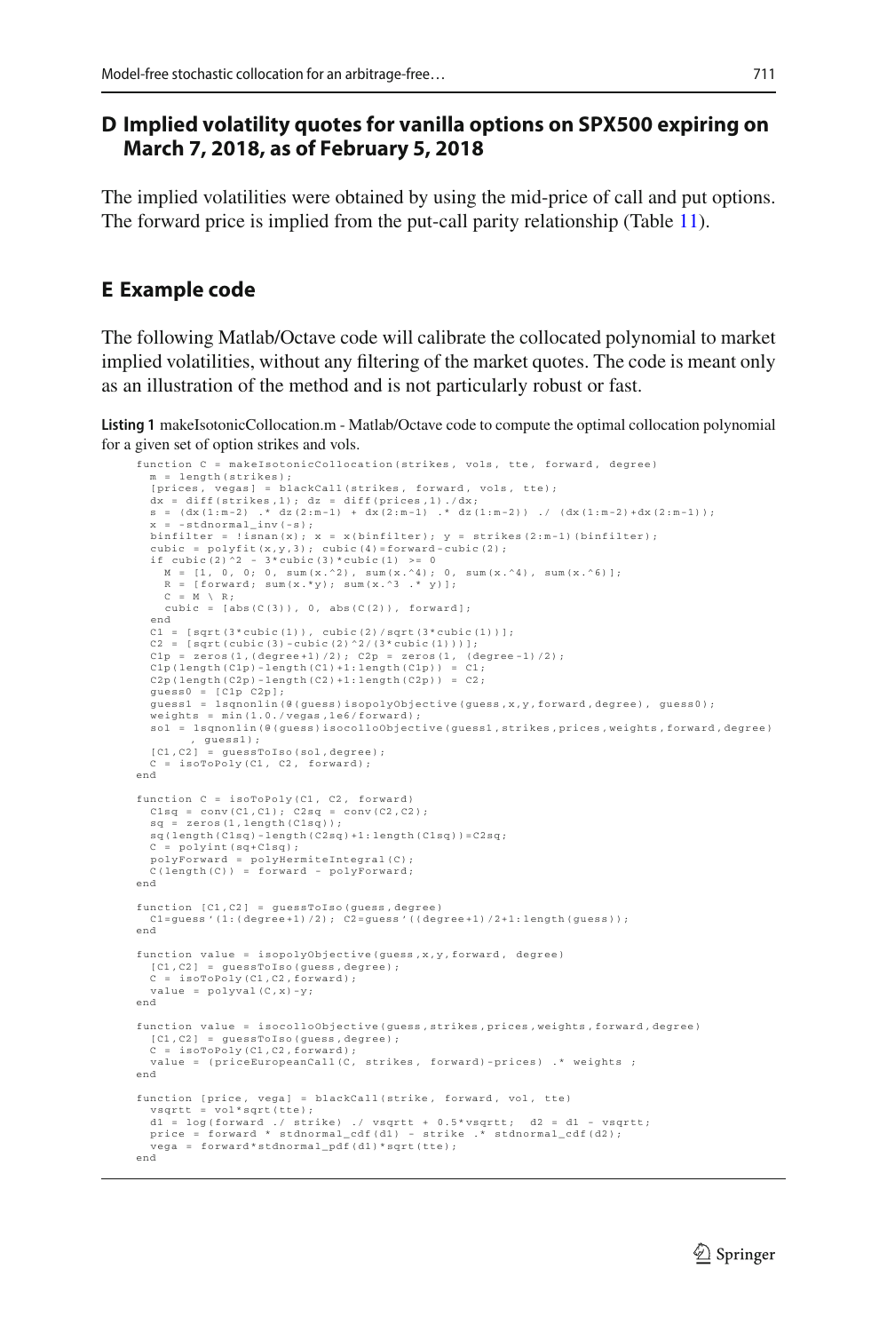## D Implied volatility quotes for vanilla options on SPX500 expiring on March 7, 2018, as of February 5, 2018

The implied volatilities were obtained by using the mid-price of call and put options. The forward price is implied from the put-call parity relationship (Table 11).

## E Example code

The following Matlab/Octave code will calibrate the collocated polynomial to market implied volatilities, without any filtering of the market quotes. The code is meant only as an illustration of the method and is not particularly robust or fast.

**Listing 1** makeIsotonicCollocation.m - Matlab/Octave code to compute the optimal collocation polynomial for a given set of option strikes and vols.

```
function C = makeIsotonicCollocation(strikes, vols, tte, forward, degree)
  m = length(strikes);
  [prices, vegas] = blackCall(strikes, forward, vols, tte);
  dx = diff(strikes,1); dz = diff(prices,1)./dx;
  s = (dx(1:m-2) .* dz(2:m-1) + dx(2:m-1) .* dz(1:m-2)) ./ (dx(1:m-2)+dx(2:m-1));
  x = -stdnormal_inv(-s);
  binfilter = !isnan(x); x = x(binfilter); y = strikes(2:m-1)(binfilter);
  cubic = polyfit(x,y,3); cubic(4)=forward-cubic(2);
  if cubic(2)^2 - 3*cubic(3)*cubic(1) >= 0
    M = [1, 0, 0; 0, sum(x.^2), sum(x.^4); 0, sum(x.^4), sum(x.^6)];
    R = [forward; sum(x.*y); sum(x.^3 .* y)];
    C = M \ R;
    cubic = [abs(C(3)), 0, abs(C(2)), forward];
  end
  C1 = [sqrt(3*cubic(1)), cubic(2)/sqrt(3*cubic(1))];
  C2 = [sqrt(cubic(3)-cubic(2)^2/(3*cubic(1)))];
  C1p = zeros(1,(degree+1)/2); C2p = zeros(1, (degree-1)/2);
  C1p(length(C1p)-length(C1)+1:length(C1p)) = C1;
  C2p(length(C2p)-length(C2)+1:length(C2p)) = C2;
  guess0 = [C1p C2p];
  guess1 = lsqnonlin(@(guess)isopolyObjective(guess,x,y,forward,degree), guess0);
  weights = min(1.0./vegas,1e6/forward);
  sol = lsqnonlin(@(guess)isocolloObjective(guess1,strikes,prices,weights,forward,degree)
        , guess1);
  [C1,C2] = guessToIso(sol,degree);
  C = isoToPoly(C1, C2, forward);
end

function C = isoToPoly(C1, C2, forward)
  C1sq = conv(C1,C1); C2sq = conv(C2,C2);
  sq = zeros(1,length(C1sq));
  sq(length(C1sq)-length(C2sq)+1:length(C1sq))=C2sq;
  C = polyint(sq+C1sq);
  polyForward = polyHermiteIntegral(C);
  C(length(C)) = forward - polyForward;
end

function [C1,C2] = guessToIso(guess,degree)
  C1=guess'(1:(degree+1)/2); C2=guess'((degree+1)/2+1:length(guess));
end

function value = isopolyObjective(guess,x,y,forward, degree)
  [C1,C2] = guessToIso(guess,degree);
  C = isoToPoly(C1,C2,forward);
  value = polyval(C,x)-y;
end

function value = isocolloObjective(guess,strikes,prices,weights,forward,degree)
  [C1,C2] = guessToIso(guess,degree);
  C = isoToPoly(C1,C2,forward);
  value = (priceEuropeanCall(C, strikes, forward)-prices) .* weights ;
end

function [price, vega] = blackCall(strike, forward, vol, tte)
  vsqrtt = vol*sqrt(tte);
  d1 = log(forward ./ strike) ./ vsqrtt + 0.5*vsqrtt;  d2 = d1 - vsqrtt;
  price = forward * stdnormal_cdf(d1) - strike .* stdnormal_cdf(d2);
  vega = forward*stdnormal_pdf(d1)*sqrt(tte);
end
```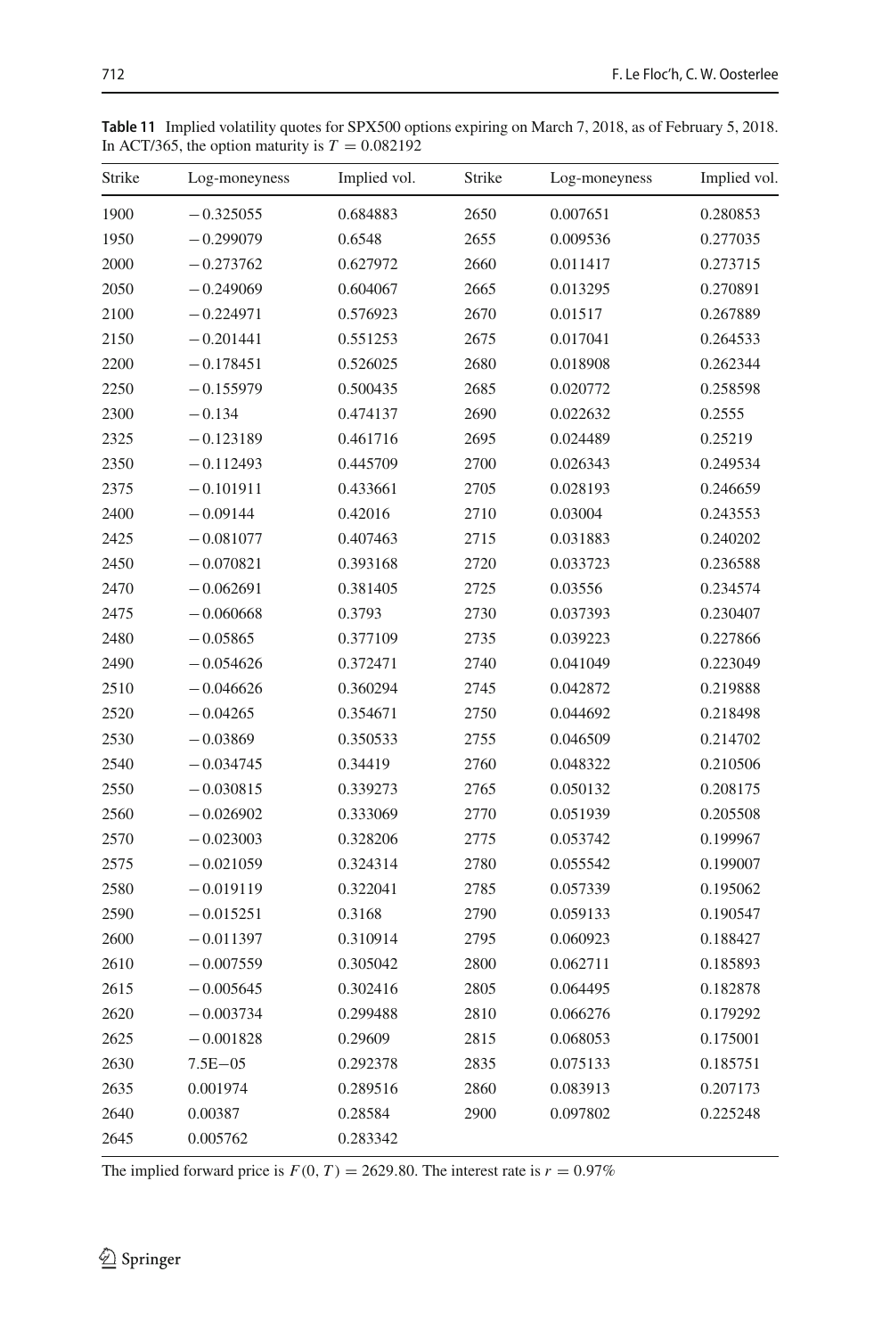**Table 11** Implied volatility quotes for SPX500 options expiring on March 7, 2018, as of February 5, 2018. In ACT/365, the option maturity is $T = 0.082192$

| Strike | Log-moneyness | Implied vol. | Strike | Log-moneyness | Implied vol. |
|---|---|---|---|---|---|
| 1900 | −0.325055 | 0.684883 | 2650 | 0.007651 | 0.280853 |
| 1950 | −0.299079 | 0.6548 | 2655 | 0.009536 | 0.277035 |
| 2000 | −0.273762 | 0.627972 | 2660 | 0.011417 | 0.273715 |
| 2050 | −0.249069 | 0.604067 | 2665 | 0.013295 | 0.270891 |
| 2100 | −0.224971 | 0.576923 | 2670 | 0.01517 | 0.267889 |
| 2150 | −0.201441 | 0.551253 | 2675 | 0.017041 | 0.264533 |
| 2200 | −0.178451 | 0.526025 | 2680 | 0.018908 | 0.262344 |
| 2250 | −0.155979 | 0.500435 | 2685 | 0.020772 | 0.258598 |
| 2300 | −0.134 | 0.474137 | 2690 | 0.022632 | 0.2555 |
| 2325 | −0.123189 | 0.461716 | 2695 | 0.024489 | 0.25219 |
| 2350 | −0.112493 | 0.445709 | 2700 | 0.026343 | 0.249534 |
| 2375 | −0.101911 | 0.433661 | 2705 | 0.028193 | 0.246659 |
| 2400 | −0.09144 | 0.42016 | 2710 | 0.03004 | 0.243553 |
| 2425 | −0.081077 | 0.407463 | 2715 | 0.031883 | 0.240202 |
| 2450 | −0.070821 | 0.393168 | 2720 | 0.033723 | 0.236588 |
| 2470 | −0.062691 | 0.381405 | 2725 | 0.03556 | 0.234574 |
| 2475 | −0.060668 | 0.3793 | 2730 | 0.037393 | 0.230407 |
| 2480 | −0.05865 | 0.377109 | 2735 | 0.039223 | 0.227866 |
| 2490 | −0.054626 | 0.372471 | 2740 | 0.041049 | 0.223049 |
| 2510 | −0.046626 | 0.360294 | 2745 | 0.042872 | 0.219888 |
| 2520 | −0.04265 | 0.354671 | 2750 | 0.044692 | 0.218498 |
| 2530 | −0.03869 | 0.350533 | 2755 | 0.046509 | 0.214702 |
| 2540 | −0.034745 | 0.34419 | 2760 | 0.048322 | 0.210506 |
| 2550 | −0.030815 | 0.339273 | 2765 | 0.050132 | 0.208175 |
| 2560 | −0.026902 | 0.333069 | 2770 | 0.051939 | 0.205508 |
| 2570 | −0.023003 | 0.328206 | 2775 | 0.053742 | 0.199967 |
| 2575 | −0.021059 | 0.324314 | 2780 | 0.055542 | 0.199007 |
| 2580 | −0.019119 | 0.322041 | 2785 | 0.057339 | 0.195062 |
| 2590 | −0.015251 | 0.3168 | 2790 | 0.059133 | 0.190547 |
| 2600 | −0.011397 | 0.310914 | 2795 | 0.060923 | 0.188427 |
| 2610 | −0.007559 | 0.305042 | 2800 | 0.062711 | 0.185893 |
| 2615 | −0.005645 | 0.302416 | 2805 | 0.064495 | 0.182878 |
| 2620 | −0.003734 | 0.299488 | 2810 | 0.066276 | 0.179292 |
| 2625 | −0.001828 | 0.29609 | 2815 | 0.068053 | 0.175001 |
| 2630 | 7.5E−05 | 0.292378 | 2835 | 0.075133 | 0.185751 |
| 2635 | 0.001974 | 0.289516 | 2860 | 0.083913 | 0.207173 |
| 2640 | 0.00387 | 0.28584 | 2900 | 0.097802 | 0.225248 |
| 2645 | 0.005762 | 0.283342 | | | |

The implied forward price is $F(0, T) = 2629.80$. The interest rate is $r = 0.97\%$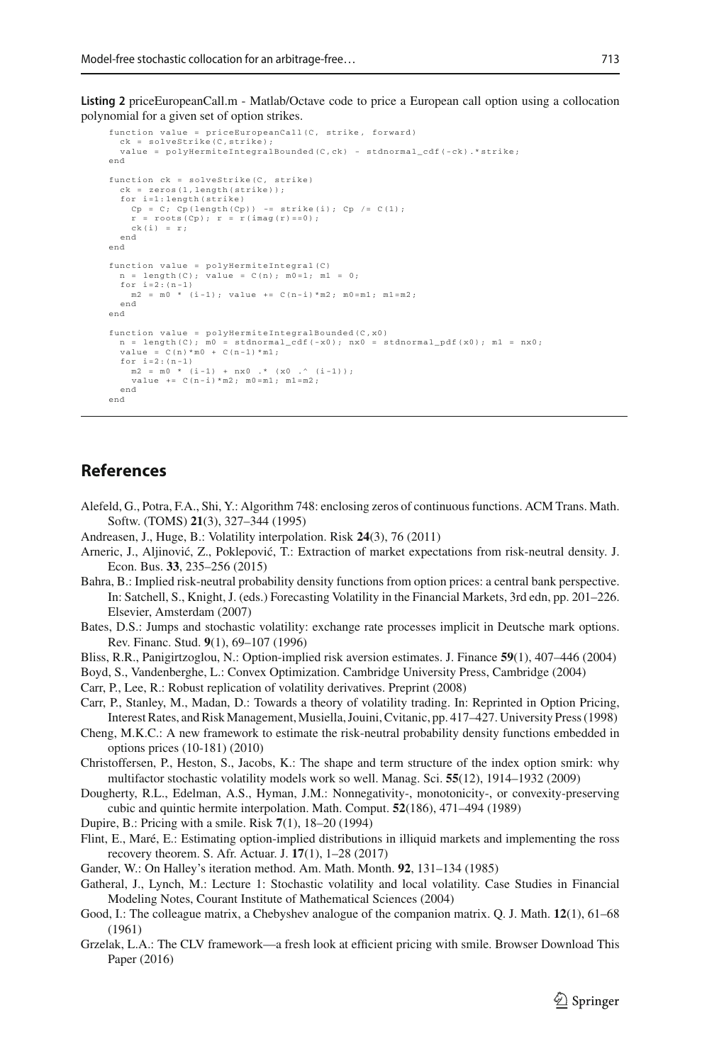**Listing 2** priceEuropeanCall.m - Matlab/Octave code to price a European call option using a collocation polynomial for a given set of option strikes.

```
function value = priceEuropeanCall(C, strike, forward)
  ck = solveStrike(C,strike);
  value = polyHermiteIntegralBounded(C,ck) - stdnormal_cdf(-ck).*strike;
end

function ck = solveStrike(C, strike)
  ck = zeros(1,length(strike));
  for i=1:length(strike)
    Cp = C; Cp(length(Cp)) -= strike(i); Cp /= C(1);
    r = roots(Cp); r = r(imag(r)==0);
    ck(i) = r;
  end
end

function value = polyHermiteIntegral(C)
  n = length(C); value = C(n); m0=1; m1 = 0;
  for i=2:(n-1)
    m2 = m0 * (i-1); value += C(n-i)*m2; m0=m1; m1=m2;
  end
end

function value = polyHermiteIntegralBounded(C,x0)
  n = length(C); m0 = stdnormal_cdf(-x0); nx0 = stdnormal_pdf(x0); m1 = nx0;
  value = C(n)*m0 + C(n-1)*m1;
  for i=2:(n-1)
    m2 = m0 * (i-1) + nx0 .* (x0 .^ (i-1));
    value += C(n-i)*m2; m0=m1; m1=m2;
  end
end
```

## References

Alefeld, G., Potra, F.A., Shi, Y.: Algorithm 748: enclosing zeros of continuous functions. ACM Trans. Math. Softw. (TOMS) **21**(3), 327–344 (1995)

Andreasen, J., Huge, B.: Volatility interpolation. Risk **24**(3), 76 (2011)

Arneric, J., Aljinović, Z., Poklepović, T.: Extraction of market expectations from risk-neutral density. J. Econ. Bus. **33**, 235–256 (2015)

Bahra, B.: Implied risk-neutral probability density functions from option prices: a central bank perspective. In: Satchell, S., Knight, J. (eds.) Forecasting Volatility in the Financial Markets, 3rd edn, pp. 201–226. Elsevier, Amsterdam (2007)

Bates, D.S.: Jumps and stochastic volatility: exchange rate processes implicit in Deutsche mark options. Rev. Financ. Stud. **9**(1), 69–107 (1996)

Bliss, R.R., Panigirtzoglou, N.: Option-implied risk aversion estimates. J. Finance **59**(1), 407–446 (2004)

Boyd, S., Vandenberghe, L.: Convex Optimization. Cambridge University Press, Cambridge (2004)

Carr, P., Lee, R.: Robust replication of volatility derivatives. Preprint (2008)

Carr, P., Stanley, M., Madan, D.: Towards a theory of volatility trading. In: Reprinted in Option Pricing, Interest Rates, and Risk Management, Musiella, Jouini, Cvitanic, pp. 417–427. University Press (1998)

Cheng, M.K.C.: A new framework to estimate the risk-neutral probability density functions embedded in options prices (10-181) (2010)

Christoffersen, P., Heston, S., Jacobs, K.: The shape and term structure of the index option smirk: why multifactor stochastic volatility models work so well. Manag. Sci. **55**(12), 1914–1932 (2009)

Dougherty, R.L., Edelman, A.S., Hyman, J.M.: Nonnegativity-, monotonicity-, or convexity-preserving cubic and quintic hermite interpolation. Math. Comput. **52**(186), 471–494 (1989)

Dupire, B.: Pricing with a smile. Risk **7**(1), 18–20 (1994)

Flint, E., Maré, E.: Estimating option-implied distributions in illiquid markets and implementing the ross recovery theorem. S. Afr. Actuar. J. **17**(1), 1–28 (2017)

Gander, W.: On Halley's iteration method. Am. Math. Month. **92**, 131–134 (1985)

Gatheral, J., Lynch, M.: Lecture 1: Stochastic volatility and local volatility. Case Studies in Financial Modeling Notes, Courant Institute of Mathematical Sciences (2004)

Good, I.: The colleague matrix, a Chebyshev analogue of the companion matrix. Q. J. Math. **12**(1), 61–68 (1961)

Grzelak, L.A.: The CLV framework—a fresh look at efficient pricing with smile. Browser Download This Paper (2016)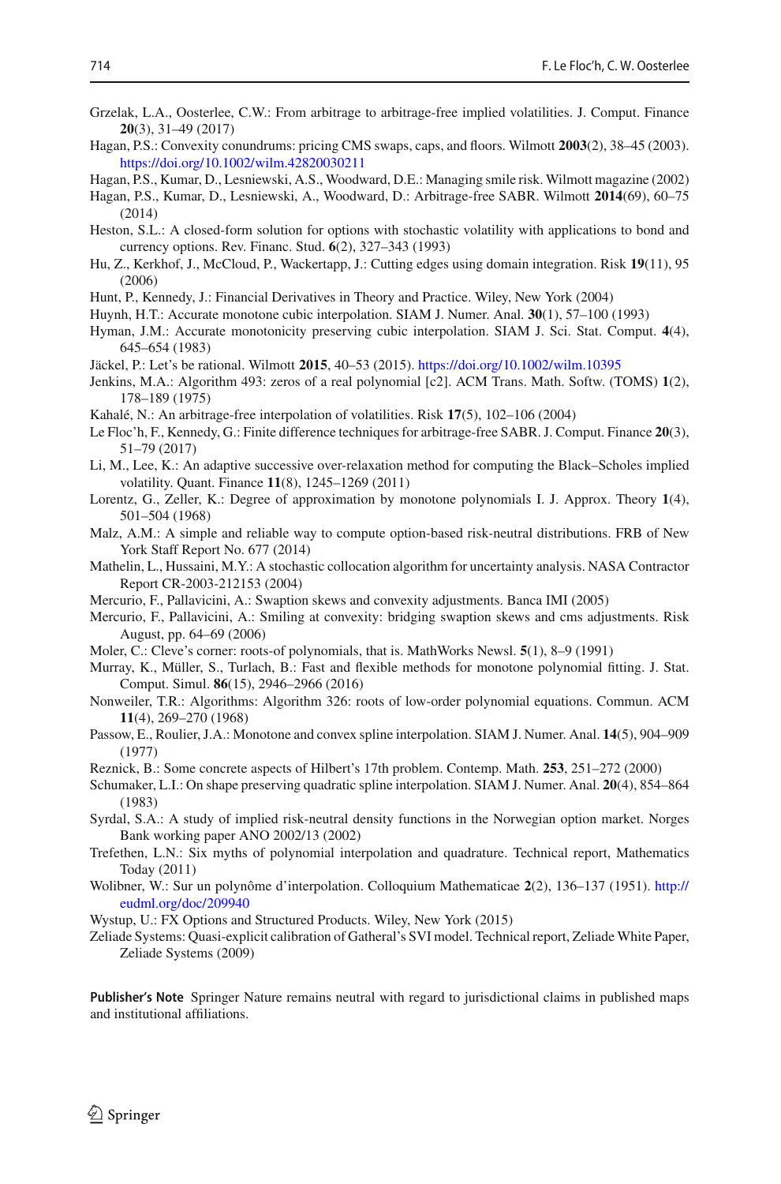Grzelak, L.A., Oosterlee, C.W.: From arbitrage to arbitrage-free implied volatilities. J. Comput. Finance **20**(3), 31–49 (2017)

Hagan, P.S.: Convexity conundrums: pricing CMS swaps, caps, and floors. Wilmott **2003**(2), 38–45 (2003). https://doi.org/10.1002/wilm.42820030211

Hagan, P.S., Kumar, D., Lesniewski, A.S., Woodward, D.E.: Managing smile risk. Wilmott magazine (2002)

Hagan, P.S., Kumar, D., Lesniewski, A., Woodward, D.: Arbitrage-free SABR. Wilmott **2014**(69), 60–75 (2014)

Heston, S.L.: A closed-form solution for options with stochastic volatility with applications to bond and currency options. Rev. Financ. Stud. **6**(2), 327–343 (1993)

Hu, Z., Kerkhof, J., McCloud, P., Wackertapp, J.: Cutting edges using domain integration. Risk **19**(11), 95 (2006)

Hunt, P., Kennedy, J.: Financial Derivatives in Theory and Practice. Wiley, New York (2004)

Huynh, H.T.: Accurate monotone cubic interpolation. SIAM J. Numer. Anal. **30**(1), 57–100 (1993)

Hyman, J.M.: Accurate monotonicity preserving cubic interpolation. SIAM J. Sci. Stat. Comput. **4**(4), 645–654 (1983)

Jäckel, P.: Let's be rational. Wilmott **2015**, 40–53 (2015). https://doi.org/10.1002/wilm.10395

Jenkins, M.A.: Algorithm 493: zeros of a real polynomial [c2]. ACM Trans. Math. Softw. (TOMS) **1**(2), 178–189 (1975)

Kahalé, N.: An arbitrage-free interpolation of volatilities. Risk **17**(5), 102–106 (2004)

Le Floc'h, F., Kennedy, G.: Finite difference techniques for arbitrage-free SABR. J. Comput. Finance **20**(3), 51–79 (2017)

Li, M., Lee, K.: An adaptive successive over-relaxation method for computing the Black–Scholes implied volatility. Quant. Finance **11**(8), 1245–1269 (2011)

Lorentz, G., Zeller, K.: Degree of approximation by monotone polynomials I. J. Approx. Theory **1**(4), 501–504 (1968)

Malz, A.M.: A simple and reliable way to compute option-based risk-neutral distributions. FRB of New York Staff Report No. 677 (2014)

Mathelin, L., Hussaini, M.Y.: A stochastic collocation algorithm for uncertainty analysis. NASA Contractor Report CR-2003-212153 (2004)

Mercurio, F., Pallavicini, A.: Swaption skews and convexity adjustments. Banca IMI (2005)

Mercurio, F., Pallavicini, A.: Smiling at convexity: bridging swaption skews and cms adjustments. Risk August, pp. 64–69 (2006)

Moler, C.: Cleve's corner: roots-of polynomials, that is. MathWorks Newsl. **5**(1), 8–9 (1991)

Murray, K., Müller, S., Turlach, B.: Fast and flexible methods for monotone polynomial fitting. J. Stat. Comput. Simul. **86**(15), 2946–2966 (2016)

Nonweiler, T.R.: Algorithms: Algorithm 326: roots of low-order polynomial equations. Commun. ACM **11**(4), 269–270 (1968)

Passow, E., Roulier, J.A.: Monotone and convex spline interpolation. SIAM J. Numer. Anal. **14**(5), 904–909 (1977)

Reznick, B.: Some concrete aspects of Hilbert's 17th problem. Contemp. Math. **253**, 251–272 (2000)

Schumaker, L.I.: On shape preserving quadratic spline interpolation. SIAM J. Numer. Anal. **20**(4), 854–864 (1983)

Syrdal, S.A.: A study of implied risk-neutral density functions in the Norwegian option market. Norges Bank working paper ANO 2002/13 (2002)

Trefethen, L.N.: Six myths of polynomial interpolation and quadrature. Technical report, Mathematics Today (2011)

Wolibner, W.: Sur un polynôme d'interpolation. Colloquium Mathematicae **2**(2), 136–137 (1951). http://eudml.org/doc/209940

Wystup, U.: FX Options and Structured Products. Wiley, New York (2015)

Zeliade Systems: Quasi-explicit calibration of Gatheral's SVI model. Technical report, Zeliade White Paper, Zeliade Systems (2009)

**Publisher's Note** Springer Nature remains neutral with regard to jurisdictional claims in published maps and institutional affiliations.